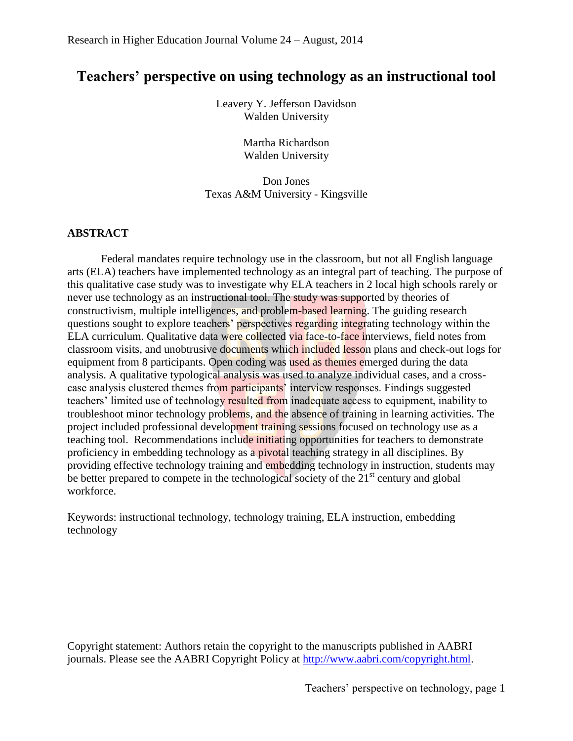# Teachers' perspective on using technology as an instructional tool

Leavery Y. Jefferson Davidson
Walden University

Martha Richardson
Walden University

Don Jones
Texas A&M University - Kingsville

## ABSTRACT

Federal mandates require technology use in the classroom, but not all English language arts (ELA) teachers have implemented technology as an integral part of teaching. The purpose of this qualitative case study was to investigate why ELA teachers in 2 local high schools rarely or never use technology as an instructional tool. The study was supported by theories of constructivism, multiple intelligences, and problem-based learning. The guiding research questions sought to explore teachers' perspectives regarding integrating technology within the ELA curriculum. Qualitative data were collected via face-to-face interviews, field notes from classroom visits, and unobtrusive documents which included lesson plans and check-out logs for equipment from 8 participants. Open coding was used as themes emerged during the data analysis. A qualitative typological analysis was used to analyze individual cases, and a cross-case analysis clustered themes from participants' interview responses. Findings suggested teachers' limited use of technology resulted from inadequate access to equipment, inability to troubleshoot minor technology problems, and the absence of training in learning activities. The project included professional development training sessions focused on technology use as a teaching tool. Recommendations include initiating opportunities for teachers to demonstrate proficiency in embedding technology as a pivotal teaching strategy in all disciplines. By providing effective technology training and embedding technology in instruction, students may be better prepared to compete in the technological society of the 21st century and global workforce.

Keywords: instructional technology, technology training, ELA instruction, embedding technology

Copyright statement: Authors retain the copyright to the manuscripts published in AABRI journals. Please see the AABRI Copyright Policy at http://www.aabri.com/copyright.html.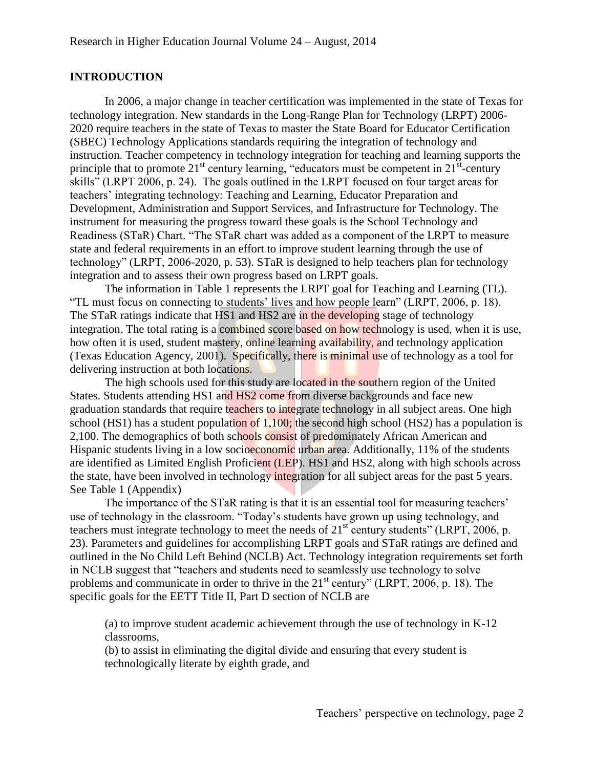## INTRODUCTION

In 2006, a major change in teacher certification was implemented in the state of Texas for technology integration. New standards in the Long-Range Plan for Technology (LRPT) 2006-2020 require teachers in the state of Texas to master the State Board for Educator Certification (SBEC) Technology Applications standards requiring the integration of technology and instruction. Teacher competency in technology integration for teaching and learning supports the principle that to promote 21st century learning, "educators must be competent in 21st-century skills" (LRPT 2006, p. 24). The goals outlined in the LRPT focused on four target areas for teachers' integrating technology: Teaching and Learning, Educator Preparation and Development, Administration and Support Services, and Infrastructure for Technology. The instrument for measuring the progress toward these goals is the School Technology and Readiness (STaR) Chart. "The STaR chart was added as a component of the LRPT to measure state and federal requirements in an effort to improve student learning through the use of technology" (LRPT, 2006-2020, p. 53). STaR is designed to help teachers plan for technology integration and to assess their own progress based on LRPT goals.

The information in Table 1 represents the LRPT goal for Teaching and Learning (TL). "TL must focus on connecting to students' lives and how people learn" (LRPT, 2006, p. 18). The STaR ratings indicate that HS1 and HS2 are in the developing stage of technology integration. The total rating is a combined score based on how technology is used, when it is use, how often it is used, student mastery, online learning availability, and technology application (Texas Education Agency, 2001). Specifically, there is minimal use of technology as a tool for delivering instruction at both locations.

The high schools used for this study are located in the southern region of the United States. Students attending HS1 and HS2 come from diverse backgrounds and face new graduation standards that require teachers to integrate technology in all subject areas. One high school (HS1) has a student population of 1,100; the second high school (HS2) has a population is 2,100. The demographics of both schools consist of predominately African American and Hispanic students living in a low socioeconomic urban area. Additionally, 11% of the students are identified as Limited English Proficient (LEP). HS1 and HS2, along with high schools across the state, have been involved in technology integration for all subject areas for the past 5 years. See Table 1 (Appendix)

The importance of the STaR rating is that it is an essential tool for measuring teachers' use of technology in the classroom. "Today's students have grown up using technology, and teachers must integrate technology to meet the needs of 21st century students" (LRPT, 2006, p. 23). Parameters and guidelines for accomplishing LRPT goals and STaR ratings are defined and outlined in the No Child Left Behind (NCLB) Act. Technology integration requirements set forth in NCLB suggest that "teachers and students need to seamlessly use technology to solve problems and communicate in order to thrive in the 21st century" (LRPT, 2006, p. 18). The specific goals for the EETT Title II, Part D section of NCLB are

> (a) to improve student academic achievement through the use of technology in K-12 classrooms,
> (b) to assist in eliminating the digital divide and ensuring that every student is technologically literate by eighth grade, and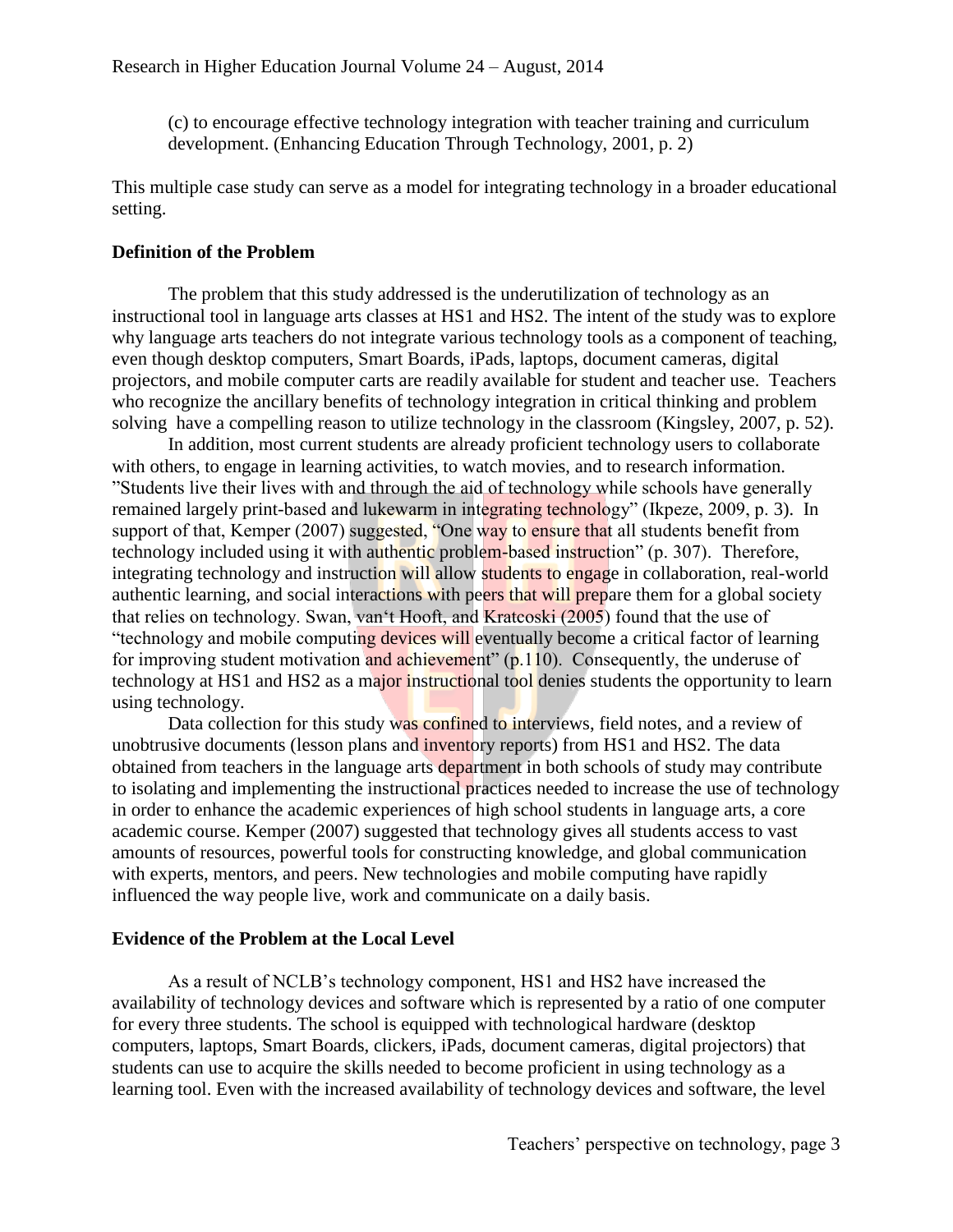(c) to encourage effective technology integration with teacher training and curriculum development. (Enhancing Education Through Technology, 2001, p. 2)

This multiple case study can serve as a model for integrating technology in a broader educational setting.

## Definition of the Problem

The problem that this study addressed is the underutilization of technology as an instructional tool in language arts classes at HS1 and HS2. The intent of the study was to explore why language arts teachers do not integrate various technology tools as a component of teaching, even though desktop computers, Smart Boards, iPads, laptops, document cameras, digital projectors, and mobile computer carts are readily available for student and teacher use. Teachers who recognize the ancillary benefits of technology integration in critical thinking and problem solving have a compelling reason to utilize technology in the classroom (Kingsley, 2007, p. 52).

In addition, most current students are already proficient technology users to collaborate with others, to engage in learning activities, to watch movies, and to research information. "Students live their lives with and through the aid of technology while schools have generally remained largely print-based and lukewarm in integrating technology" (Ikpeze, 2009, p. 3). In support of that, Kemper (2007) suggested, "One way to ensure that all students benefit from technology included using it with authentic problem-based instruction" (p. 307). Therefore, integrating technology and instruction will allow students to engage in collaboration, real-world authentic learning, and social interactions with peers that will prepare them for a global society that relies on technology. Swan, van't Hooft, and Kratcoski (2005) found that the use of "technology and mobile computing devices will eventually become a critical factor of learning for improving student motivation and achievement" (p.110). Consequently, the underuse of technology at HS1 and HS2 as a major instructional tool denies students the opportunity to learn using technology.

Data collection for this study was confined to interviews, field notes, and a review of unobtrusive documents (lesson plans and inventory reports) from HS1 and HS2. The data obtained from teachers in the language arts department in both schools of study may contribute to isolating and implementing the instructional practices needed to increase the use of technology in order to enhance the academic experiences of high school students in language arts, a core academic course. Kemper (2007) suggested that technology gives all students access to vast amounts of resources, powerful tools for constructing knowledge, and global communication with experts, mentors, and peers. New technologies and mobile computing have rapidly influenced the way people live, work and communicate on a daily basis.

## Evidence of the Problem at the Local Level

As a result of NCLB's technology component, HS1 and HS2 have increased the availability of technology devices and software which is represented by a ratio of one computer for every three students. The school is equipped with technological hardware (desktop computers, laptops, Smart Boards, clickers, iPads, document cameras, digital projectors) that students can use to acquire the skills needed to become proficient in using technology as a learning tool. Even with the increased availability of technology devices and software, the level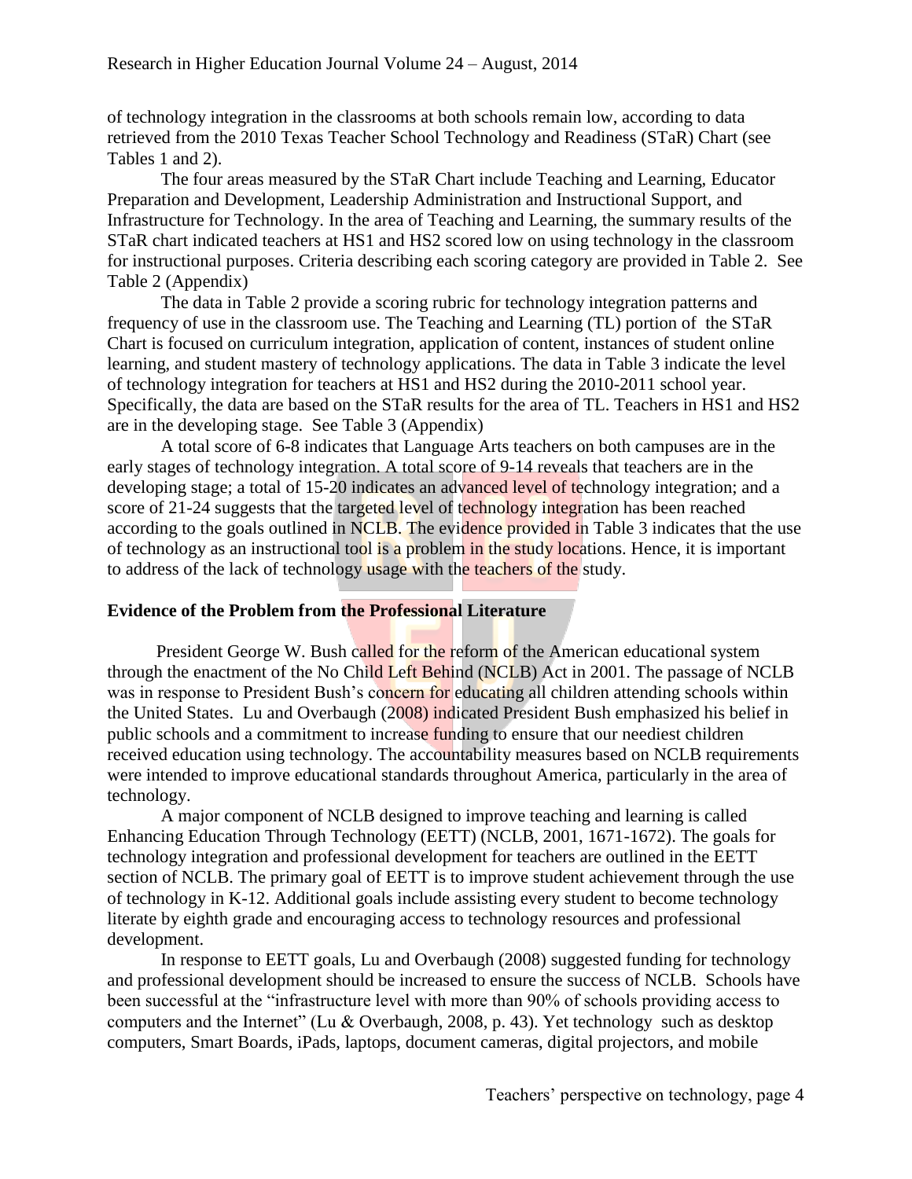of technology integration in the classrooms at both schools remain low, according to data retrieved from the 2010 Texas Teacher School Technology and Readiness (STaR) Chart (see Tables 1 and 2).

The four areas measured by the STaR Chart include Teaching and Learning, Educator Preparation and Development, Leadership Administration and Instructional Support, and Infrastructure for Technology. In the area of Teaching and Learning, the summary results of the STaR chart indicated teachers at HS1 and HS2 scored low on using technology in the classroom for instructional purposes. Criteria describing each scoring category are provided in Table 2. See Table 2 (Appendix)

The data in Table 2 provide a scoring rubric for technology integration patterns and frequency of use in the classroom use. The Teaching and Learning (TL) portion of the STaR Chart is focused on curriculum integration, application of content, instances of student online learning, and student mastery of technology applications. The data in Table 3 indicate the level of technology integration for teachers at HS1 and HS2 during the 2010-2011 school year. Specifically, the data are based on the STaR results for the area of TL. Teachers in HS1 and HS2 are in the developing stage. See Table 3 (Appendix)

A total score of 6-8 indicates that Language Arts teachers on both campuses are in the early stages of technology integration. A total score of 9-14 reveals that teachers are in the developing stage; a total of 15-20 indicates an advanced level of technology integration; and a score of 21-24 suggests that the targeted level of technology integration has been reached according to the goals outlined in NCLB. The evidence provided in Table 3 indicates that the use of technology as an instructional tool is a problem in the study locations. Hence, it is important to address of the lack of technology usage with the teachers of the study.

## Evidence of the Problem from the Professional Literature

President George W. Bush called for the reform of the American educational system through the enactment of the No Child Left Behind (NCLB) Act in 2001. The passage of NCLB was in response to President Bush's concern for educating all children attending schools within the United States. Lu and Overbaugh (2008) indicated President Bush emphasized his belief in public schools and a commitment to increase funding to ensure that our neediest children received education using technology. The accountability measures based on NCLB requirements were intended to improve educational standards throughout America, particularly in the area of technology.

A major component of NCLB designed to improve teaching and learning is called Enhancing Education Through Technology (EETT) (NCLB, 2001, 1671-1672). The goals for technology integration and professional development for teachers are outlined in the EETT section of NCLB. The primary goal of EETT is to improve student achievement through the use of technology in K-12. Additional goals include assisting every student to become technology literate by eighth grade and encouraging access to technology resources and professional development.

In response to EETT goals, Lu and Overbaugh (2008) suggested funding for technology and professional development should be increased to ensure the success of NCLB. Schools have been successful at the "infrastructure level with more than 90% of schools providing access to computers and the Internet" (Lu & Overbaugh, 2008, p. 43). Yet technology such as desktop computers, Smart Boards, iPads, laptops, document cameras, digital projectors, and mobile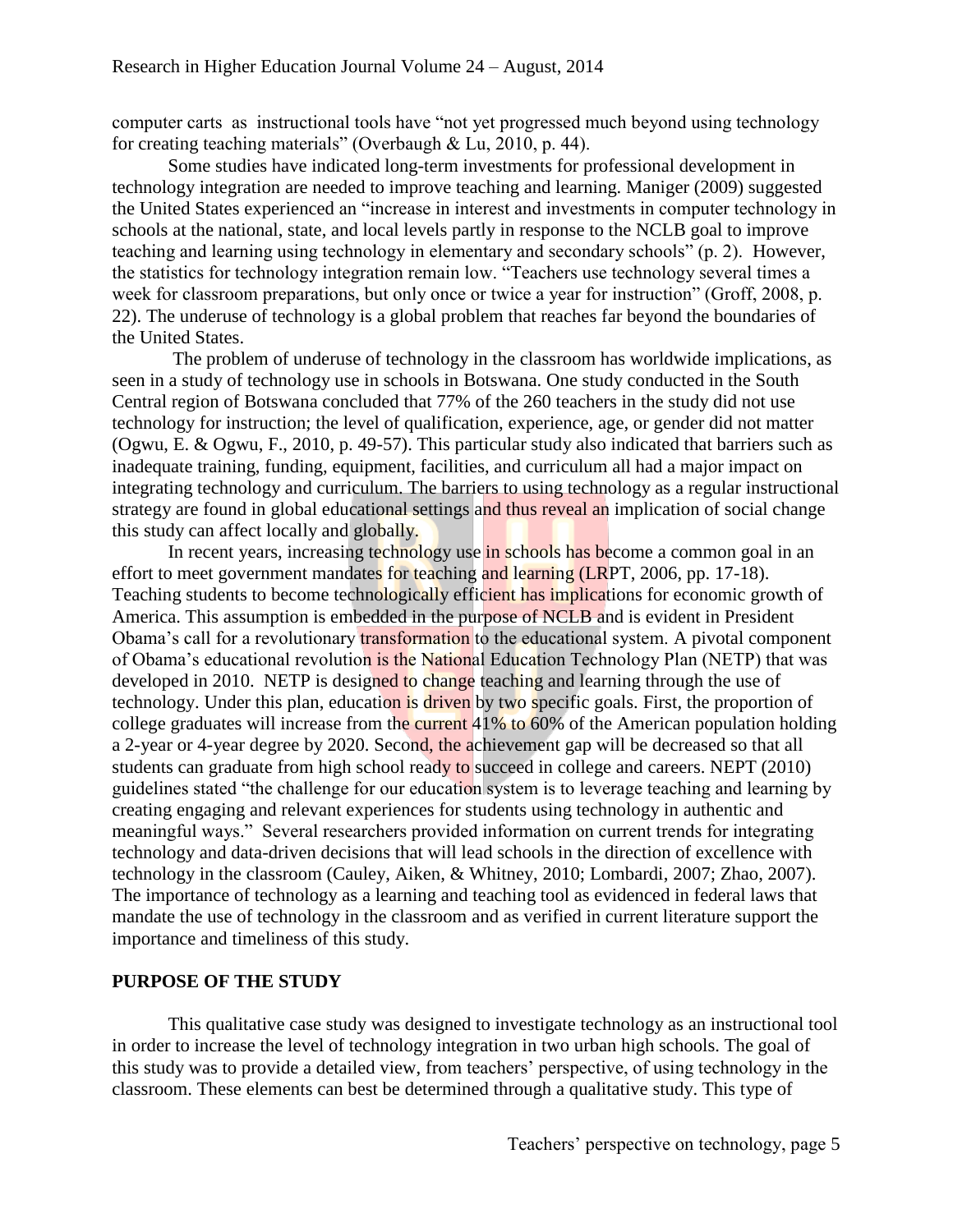computer carts as instructional tools have "not yet progressed much beyond using technology for creating teaching materials" (Overbaugh & Lu, 2010, p. 44).

Some studies have indicated long-term investments for professional development in technology integration are needed to improve teaching and learning. Maniger (2009) suggested the United States experienced an "increase in interest and investments in computer technology in schools at the national, state, and local levels partly in response to the NCLB goal to improve teaching and learning using technology in elementary and secondary schools" (p. 2). However, the statistics for technology integration remain low. "Teachers use technology several times a week for classroom preparations, but only once or twice a year for instruction" (Groff, 2008, p. 22). The underuse of technology is a global problem that reaches far beyond the boundaries of the United States.

The problem of underuse of technology in the classroom has worldwide implications, as seen in a study of technology use in schools in Botswana. One study conducted in the South Central region of Botswana concluded that 77% of the 260 teachers in the study did not use technology for instruction; the level of qualification, experience, age, or gender did not matter (Ogwu, E. & Ogwu, F., 2010, p. 49-57). This particular study also indicated that barriers such as inadequate training, funding, equipment, facilities, and curriculum all had a major impact on integrating technology and curriculum. The barriers to using technology as a regular instructional strategy are found in global educational settings and thus reveal an implication of social change this study can affect locally and globally.

In recent years, increasing technology use in schools has become a common goal in an effort to meet government mandates for teaching and learning (LRPT, 2006, pp. 17-18). Teaching students to become technologically efficient has implications for economic growth of America. This assumption is embedded in the purpose of NCLB and is evident in President Obama's call for a revolutionary transformation to the educational system. A pivotal component of Obama's educational revolution is the National Education Technology Plan (NETP) that was developed in 2010. NETP is designed to change teaching and learning through the use of technology. Under this plan, education is driven by two specific goals. First, the proportion of college graduates will increase from the current 41% to 60% of the American population holding a 2-year or 4-year degree by 2020. Second, the achievement gap will be decreased so that all students can graduate from high school ready to succeed in college and careers. NEPT (2010) guidelines stated "the challenge for our education system is to leverage teaching and learning by creating engaging and relevant experiences for students using technology in authentic and meaningful ways." Several researchers provided information on current trends for integrating technology and data-driven decisions that will lead schools in the direction of excellence with technology in the classroom (Cauley, Aiken, & Whitney, 2010; Lombardi, 2007; Zhao, 2007). The importance of technology as a learning and teaching tool as evidenced in federal laws that mandate the use of technology in the classroom and as verified in current literature support the importance and timeliness of this study.

## PURPOSE OF THE STUDY

This qualitative case study was designed to investigate technology as an instructional tool in order to increase the level of technology integration in two urban high schools. The goal of this study was to provide a detailed view, from teachers' perspective, of using technology in the classroom. These elements can best be determined through a qualitative study. This type of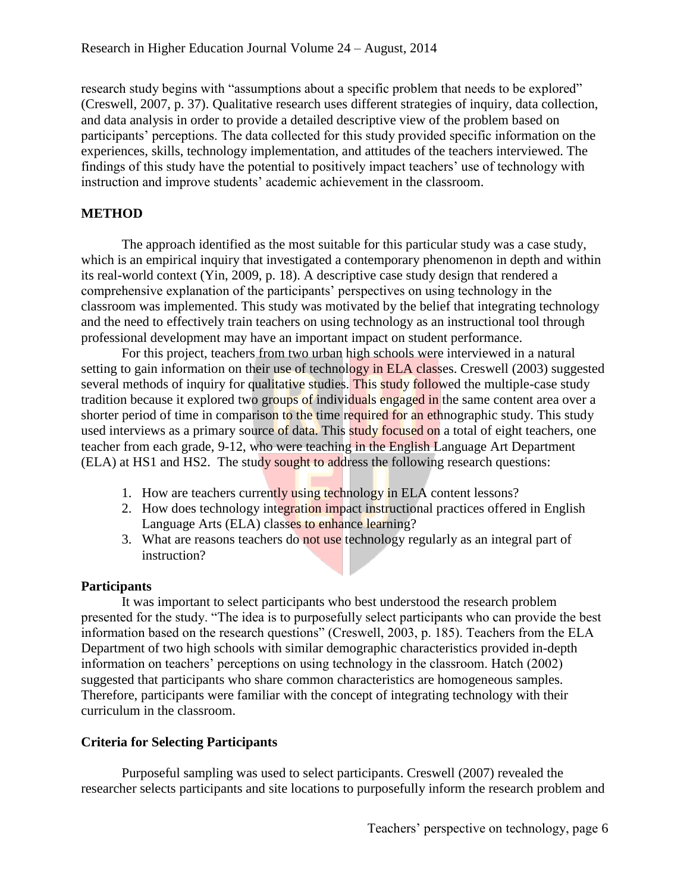research study begins with "assumptions about a specific problem that needs to be explored" (Creswell, 2007, p. 37). Qualitative research uses different strategies of inquiry, data collection, and data analysis in order to provide a detailed descriptive view of the problem based on participants' perceptions. The data collected for this study provided specific information on the experiences, skills, technology implementation, and attitudes of the teachers interviewed. The findings of this study have the potential to positively impact teachers' use of technology with instruction and improve students' academic achievement in the classroom.

## METHOD

The approach identified as the most suitable for this particular study was a case study, which is an empirical inquiry that investigated a contemporary phenomenon in depth and within its real-world context (Yin, 2009, p. 18). A descriptive case study design that rendered a comprehensive explanation of the participants' perspectives on using technology in the classroom was implemented. This study was motivated by the belief that integrating technology and the need to effectively train teachers on using technology as an instructional tool through professional development may have an important impact on student performance.

For this project, teachers from two urban high schools were interviewed in a natural setting to gain information on their use of technology in ELA classes. Creswell (2003) suggested several methods of inquiry for qualitative studies. This study followed the multiple-case study tradition because it explored two groups of individuals engaged in the same content area over a shorter period of time in comparison to the time required for an ethnographic study. This study used interviews as a primary source of data. This study focused on a total of eight teachers, one teacher from each grade, 9-12, who were teaching in the English Language Art Department (ELA) at HS1 and HS2. The study sought to address the following research questions:

1. How are teachers currently using technology in ELA content lessons?
2. How does technology integration impact instructional practices offered in English Language Arts (ELA) classes to enhance learning?
3. What are reasons teachers do not use technology regularly as an integral part of instruction?

### Participants

It was important to select participants who best understood the research problem presented for the study. "The idea is to purposefully select participants who can provide the best information based on the research questions" (Creswell, 2003, p. 185). Teachers from the ELA Department of two high schools with similar demographic characteristics provided in-depth information on teachers' perceptions on using technology in the classroom. Hatch (2002) suggested that participants who share common characteristics are homogeneous samples. Therefore, participants were familiar with the concept of integrating technology with their curriculum in the classroom.

### Criteria for Selecting Participants

Purposeful sampling was used to select participants. Creswell (2007) revealed the researcher selects participants and site locations to purposefully inform the research problem and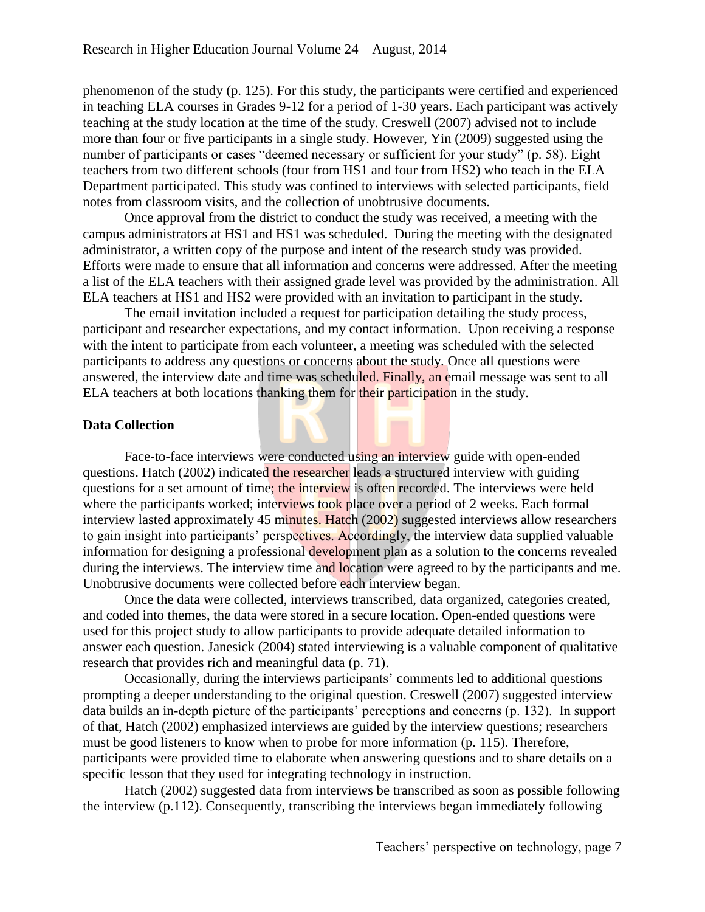phenomenon of the study (p. 125). For this study, the participants were certified and experienced in teaching ELA courses in Grades 9-12 for a period of 1-30 years. Each participant was actively teaching at the study location at the time of the study. Creswell (2007) advised not to include more than four or five participants in a single study. However, Yin (2009) suggested using the number of participants or cases "deemed necessary or sufficient for your study" (p. 58). Eight teachers from two different schools (four from HS1 and four from HS2) who teach in the ELA Department participated. This study was confined to interviews with selected participants, field notes from classroom visits, and the collection of unobtrusive documents.

Once approval from the district to conduct the study was received, a meeting with the campus administrators at HS1 and HS1 was scheduled. During the meeting with the designated administrator, a written copy of the purpose and intent of the research study was provided. Efforts were made to ensure that all information and concerns were addressed. After the meeting a list of the ELA teachers with their assigned grade level was provided by the administration. All ELA teachers at HS1 and HS2 were provided with an invitation to participant in the study.

The email invitation included a request for participation detailing the study process, participant and researcher expectations, and my contact information. Upon receiving a response with the intent to participate from each volunteer, a meeting was scheduled with the selected participants to address any questions or concerns about the study. Once all questions were answered, the interview date and time was scheduled. Finally, an email message was sent to all ELA teachers at both locations thanking them for their participation in the study.

**Data Collection**

Face-to-face interviews were conducted using an interview guide with open-ended questions. Hatch (2002) indicated the researcher leads a structured interview with guiding questions for a set amount of time; the interview is often recorded. The interviews were held where the participants worked; interviews took place over a period of 2 weeks. Each formal interview lasted approximately 45 minutes. Hatch (2002) suggested interviews allow researchers to gain insight into participants' perspectives. Accordingly, the interview data supplied valuable information for designing a professional development plan as a solution to the concerns revealed during the interviews. The interview time and location were agreed to by the participants and me. Unobtrusive documents were collected before each interview began.

Once the data were collected, interviews transcribed, data organized, categories created, and coded into themes, the data were stored in a secure location. Open-ended questions were used for this project study to allow participants to provide adequate detailed information to answer each question. Janesick (2004) stated interviewing is a valuable component of qualitative research that provides rich and meaningful data (p. 71).

Occasionally, during the interviews participants' comments led to additional questions prompting a deeper understanding to the original question. Creswell (2007) suggested interview data builds an in-depth picture of the participants' perceptions and concerns (p. 132). In support of that, Hatch (2002) emphasized interviews are guided by the interview questions; researchers must be good listeners to know when to probe for more information (p. 115). Therefore, participants were provided time to elaborate when answering questions and to share details on a specific lesson that they used for integrating technology in instruction.

Hatch (2002) suggested data from interviews be transcribed as soon as possible following the interview (p.112). Consequently, transcribing the interviews began immediately following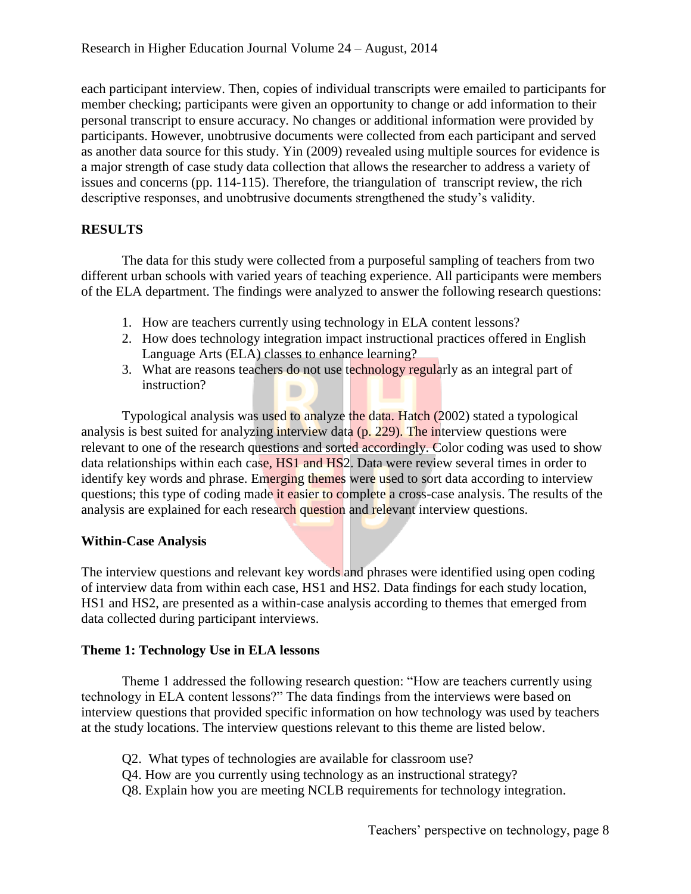each participant interview. Then, copies of individual transcripts were emailed to participants for member checking; participants were given an opportunity to change or add information to their personal transcript to ensure accuracy. No changes or additional information were provided by participants. However, unobtrusive documents were collected from each participant and served as another data source for this study. Yin (2009) revealed using multiple sources for evidence is a major strength of case study data collection that allows the researcher to address a variety of issues and concerns (pp. 114-115). Therefore, the triangulation of transcript review, the rich descriptive responses, and unobtrusive documents strengthened the study's validity.

## RESULTS

The data for this study were collected from a purposeful sampling of teachers from two different urban schools with varied years of teaching experience. All participants were members of the ELA department. The findings were analyzed to answer the following research questions:

1. How are teachers currently using technology in ELA content lessons?
2. How does technology integration impact instructional practices offered in English Language Arts (ELA) classes to enhance learning?
3. What are reasons teachers do not use technology regularly as an integral part of instruction?

Typological analysis was used to analyze the data. Hatch (2002) stated a typological analysis is best suited for analyzing interview data (p. 229). The interview questions were relevant to one of the research questions and sorted accordingly. Color coding was used to show data relationships within each case, HS1 and HS2. Data were review several times in order to identify key words and phrase. Emerging themes were used to sort data according to interview questions; this type of coding made it easier to complete a cross-case analysis. The results of the analysis are explained for each research question and relevant interview questions.

### Within-Case Analysis

The interview questions and relevant key words and phrases were identified using open coding of interview data from within each case, HS1 and HS2. Data findings for each study location, HS1 and HS2, are presented as a within-case analysis according to themes that emerged from data collected during participant interviews.

### Theme 1: Technology Use in ELA lessons

Theme 1 addressed the following research question: "How are teachers currently using technology in ELA content lessons?" The data findings from the interviews were based on interview questions that provided specific information on how technology was used by teachers at the study locations. The interview questions relevant to this theme are listed below.

Q2. What types of technologies are available for classroom use?
Q4. How are you currently using technology as an instructional strategy?
Q8. Explain how you are meeting NCLB requirements for technology integration.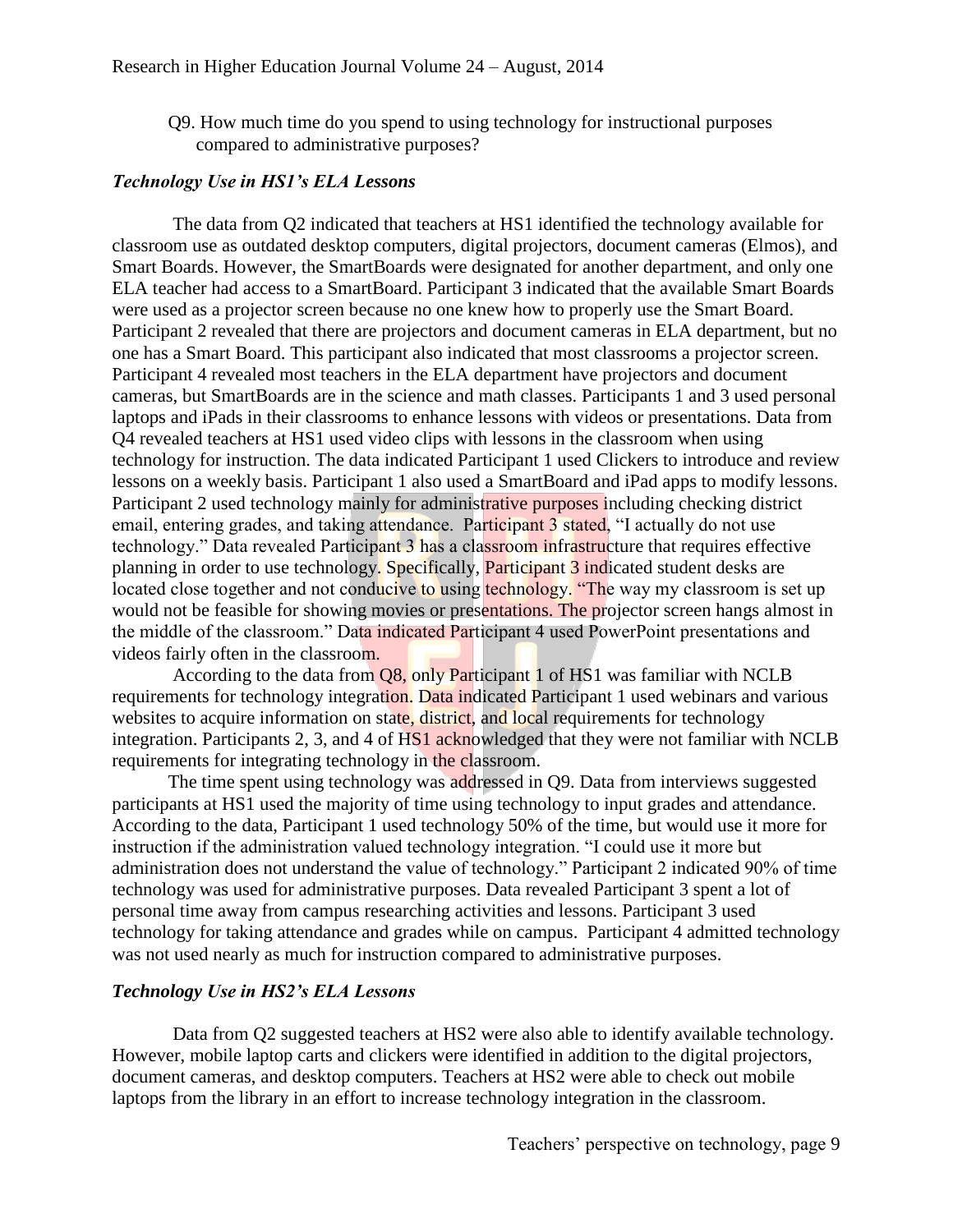Q9. How much time do you spend to using technology for instructional purposes compared to administrative purposes?

### *Technology Use in HS1's ELA Lessons*

The data from Q2 indicated that teachers at HS1 identified the technology available for classroom use as outdated desktop computers, digital projectors, document cameras (Elmos), and Smart Boards. However, the SmartBoards were designated for another department, and only one ELA teacher had access to a SmartBoard. Participant 3 indicated that the available Smart Boards were used as a projector screen because no one knew how to properly use the Smart Board. Participant 2 revealed that there are projectors and document cameras in ELA department, but no one has a Smart Board. This participant also indicated that most classrooms a projector screen. Participant 4 revealed most teachers in the ELA department have projectors and document cameras, but SmartBoards are in the science and math classes. Participants 1 and 3 used personal laptops and iPads in their classrooms to enhance lessons with videos or presentations. Data from Q4 revealed teachers at HS1 used video clips with lessons in the classroom when using technology for instruction. The data indicated Participant 1 used Clickers to introduce and review lessons on a weekly basis. Participant 1 also used a SmartBoard and iPad apps to modify lessons. Participant 2 used technology mainly for administrative purposes including checking district email, entering grades, and taking attendance. Participant 3 stated, "I actually do not use technology." Data revealed Participant 3 has a classroom infrastructure that requires effective planning in order to use technology. Specifically, Participant 3 indicated student desks are located close together and not conducive to using technology. "The way my classroom is set up would not be feasible for showing movies or presentations. The projector screen hangs almost in the middle of the classroom." Data indicated Participant 4 used PowerPoint presentations and videos fairly often in the classroom.

According to the data from Q8, only Participant 1 of HS1 was familiar with NCLB requirements for technology integration. Data indicated Participant 1 used webinars and various websites to acquire information on state, district, and local requirements for technology integration. Participants 2, 3, and 4 of HS1 acknowledged that they were not familiar with NCLB requirements for integrating technology in the classroom.

The time spent using technology was addressed in Q9. Data from interviews suggested participants at HS1 used the majority of time using technology to input grades and attendance. According to the data, Participant 1 used technology 50% of the time, but would use it more for instruction if the administration valued technology integration. "I could use it more but administration does not understand the value of technology." Participant 2 indicated 90% of time technology was used for administrative purposes. Data revealed Participant 3 spent a lot of personal time away from campus researching activities and lessons. Participant 3 used technology for taking attendance and grades while on campus. Participant 4 admitted technology was not used nearly as much for instruction compared to administrative purposes.

### *Technology Use in HS2's ELA Lessons*

Data from Q2 suggested teachers at HS2 were also able to identify available technology. However, mobile laptop carts and clickers were identified in addition to the digital projectors, document cameras, and desktop computers. Teachers at HS2 were able to check out mobile laptops from the library in an effort to increase technology integration in the classroom.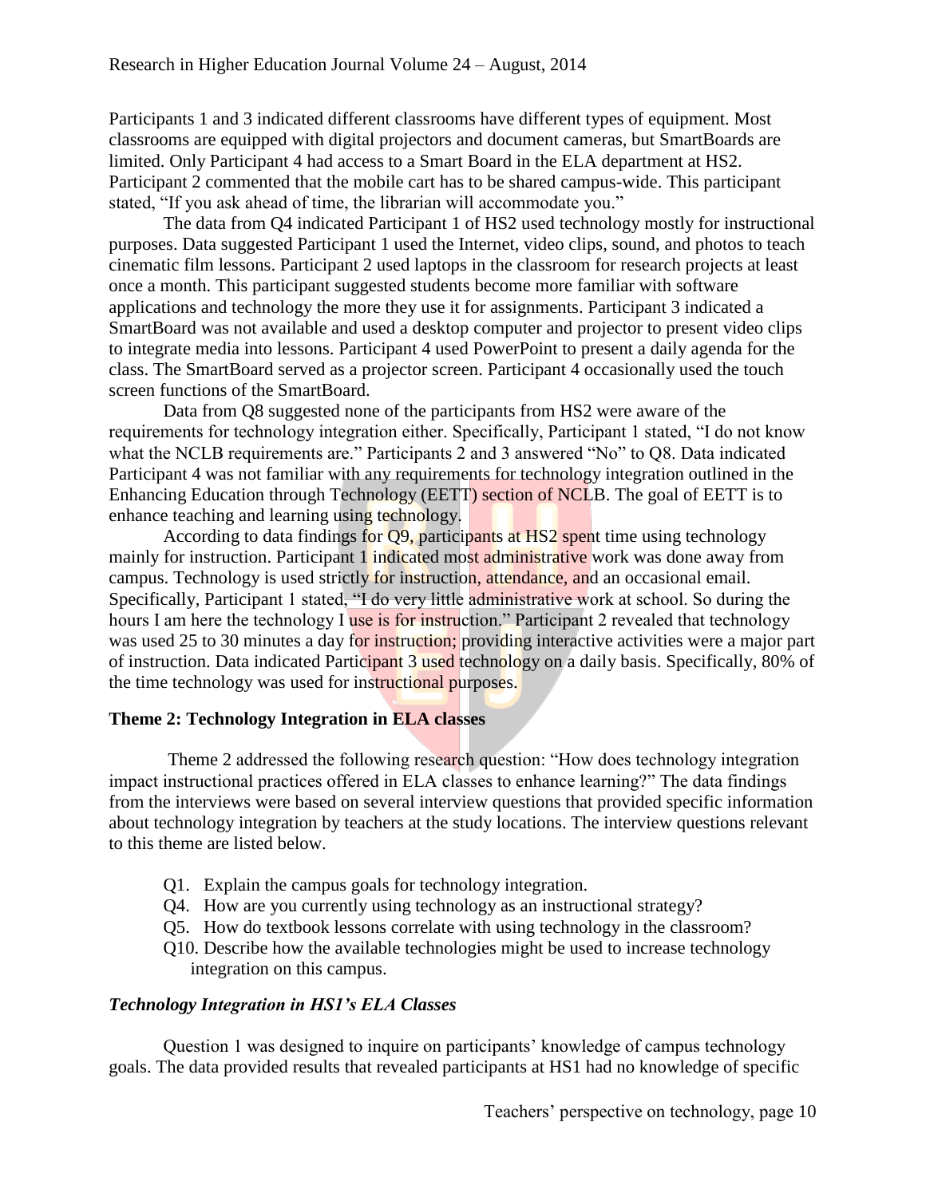Participants 1 and 3 indicated different classrooms have different types of equipment. Most classrooms are equipped with digital projectors and document cameras, but SmartBoards are limited. Only Participant 4 had access to a Smart Board in the ELA department at HS2. Participant 2 commented that the mobile cart has to be shared campus-wide. This participant stated, "If you ask ahead of time, the librarian will accommodate you."

The data from Q4 indicated Participant 1 of HS2 used technology mostly for instructional purposes. Data suggested Participant 1 used the Internet, video clips, sound, and photos to teach cinematic film lessons. Participant 2 used laptops in the classroom for research projects at least once a month. This participant suggested students become more familiar with software applications and technology the more they use it for assignments. Participant 3 indicated a SmartBoard was not available and used a desktop computer and projector to present video clips to integrate media into lessons. Participant 4 used PowerPoint to present a daily agenda for the class. The SmartBoard served as a projector screen. Participant 4 occasionally used the touch screen functions of the SmartBoard.

Data from Q8 suggested none of the participants from HS2 were aware of the requirements for technology integration either. Specifically, Participant 1 stated, "I do not know what the NCLB requirements are." Participants 2 and 3 answered "No" to Q8. Data indicated Participant 4 was not familiar with any requirements for technology integration outlined in the Enhancing Education through Technology (EETT) section of NCLB. The goal of EETT is to enhance teaching and learning using technology.

According to data findings for Q9, participants at HS2 spent time using technology mainly for instruction. Participant 1 indicated most administrative work was done away from campus. Technology is used strictly for instruction, attendance, and an occasional email. Specifically, Participant 1 stated, "I do very little administrative work at school. So during the hours I am here the technology I use is for instruction." Participant 2 revealed that technology was used 25 to 30 minutes a day for instruction; providing interactive activities were a major part of instruction. Data indicated Participant 3 used technology on a daily basis. Specifically, 80% of the time technology was used for instructional purposes.

### Theme 2: Technology Integration in ELA classes

Theme 2 addressed the following research question: "How does technology integration impact instructional practices offered in ELA classes to enhance learning?" The data findings from the interviews were based on several interview questions that provided specific information about technology integration by teachers at the study locations. The interview questions relevant to this theme are listed below.

- Q1. Explain the campus goals for technology integration.
- Q4. How are you currently using technology as an instructional strategy?
- Q5. How do textbook lessons correlate with using technology in the classroom?
- Q10. Describe how the available technologies might be used to increase technology integration on this campus.

#### *Technology Integration in HS1's ELA Classes*

Question 1 was designed to inquire on participants' knowledge of campus technology goals. The data provided results that revealed participants at HS1 had no knowledge of specific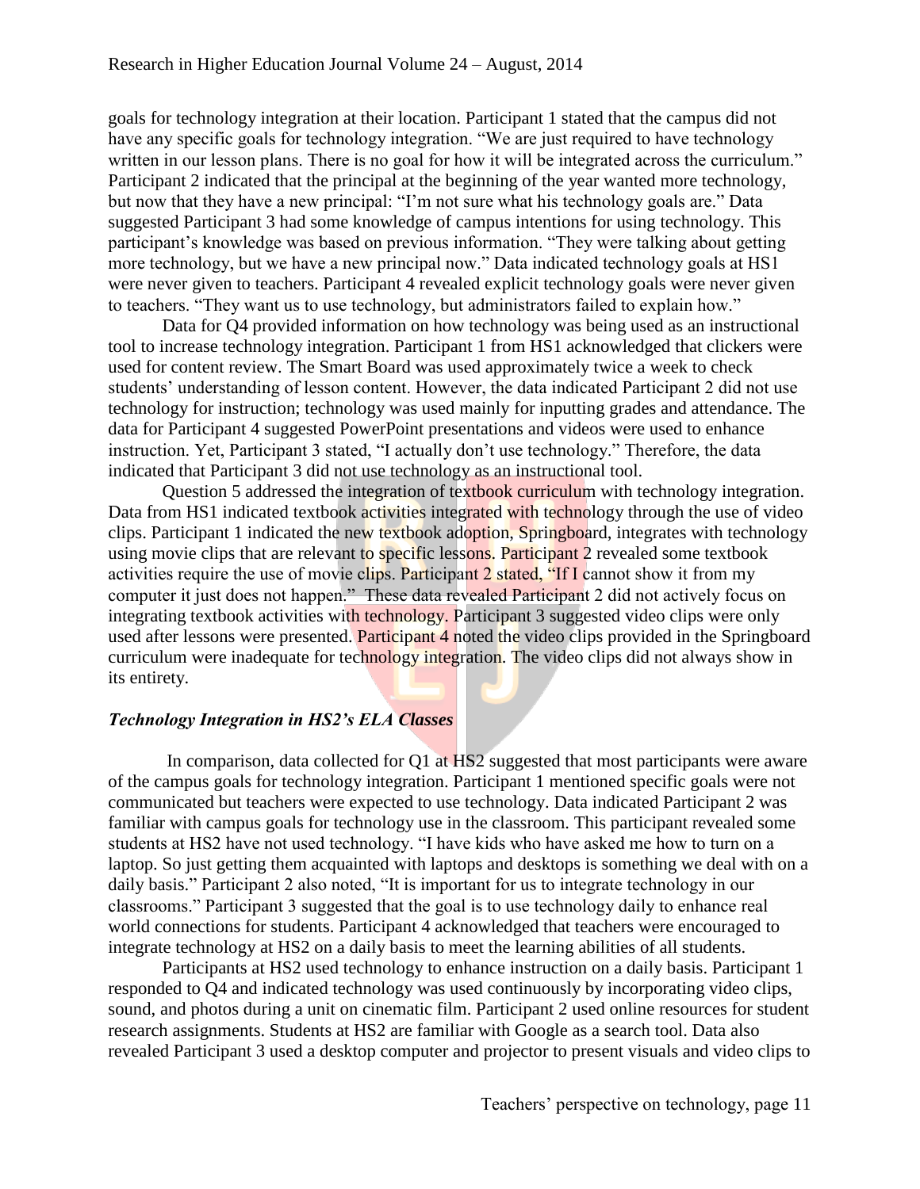goals for technology integration at their location. Participant 1 stated that the campus did not have any specific goals for technology integration. "We are just required to have technology written in our lesson plans. There is no goal for how it will be integrated across the curriculum." Participant 2 indicated that the principal at the beginning of the year wanted more technology, but now that they have a new principal: "I'm not sure what his technology goals are." Data suggested Participant 3 had some knowledge of campus intentions for using technology. This participant's knowledge was based on previous information. "They were talking about getting more technology, but we have a new principal now." Data indicated technology goals at HS1 were never given to teachers. Participant 4 revealed explicit technology goals were never given to teachers. "They want us to use technology, but administrators failed to explain how."

Data for Q4 provided information on how technology was being used as an instructional tool to increase technology integration. Participant 1 from HS1 acknowledged that clickers were used for content review. The Smart Board was used approximately twice a week to check students' understanding of lesson content. However, the data indicated Participant 2 did not use technology for instruction; technology was used mainly for inputting grades and attendance. The data for Participant 4 suggested PowerPoint presentations and videos were used to enhance instruction. Yet, Participant 3 stated, "I actually don't use technology." Therefore, the data indicated that Participant 3 did not use technology as an instructional tool.

Question 5 addressed the integration of textbook curriculum with technology integration. Data from HS1 indicated textbook activities integrated with technology through the use of video clips. Participant 1 indicated the new textbook adoption, Springboard, integrates with technology using movie clips that are relevant to specific lessons. Participant 2 revealed some textbook activities require the use of movie clips. Participant 2 stated, "If I cannot show it from my computer it just does not happen." These data revealed Participant 2 did not actively focus on integrating textbook activities with technology. Participant 3 suggested video clips were only used after lessons were presented. Participant 4 noted the video clips provided in the Springboard curriculum were inadequate for technology integration. The video clips did not always show in its entirety.

### *Technology Integration in HS2's ELA Classes*

In comparison, data collected for Q1 at HS2 suggested that most participants were aware of the campus goals for technology integration. Participant 1 mentioned specific goals were not communicated but teachers were expected to use technology. Data indicated Participant 2 was familiar with campus goals for technology use in the classroom. This participant revealed some students at HS2 have not used technology. "I have kids who have asked me how to turn on a laptop. So just getting them acquainted with laptops and desktops is something we deal with on a daily basis." Participant 2 also noted, "It is important for us to integrate technology in our classrooms." Participant 3 suggested that the goal is to use technology daily to enhance real world connections for students. Participant 4 acknowledged that teachers were encouraged to integrate technology at HS2 on a daily basis to meet the learning abilities of all students.

Participants at HS2 used technology to enhance instruction on a daily basis. Participant 1 responded to Q4 and indicated technology was used continuously by incorporating video clips, sound, and photos during a unit on cinematic film. Participant 2 used online resources for student research assignments. Students at HS2 are familiar with Google as a search tool. Data also revealed Participant 3 used a desktop computer and projector to present visuals and video clips to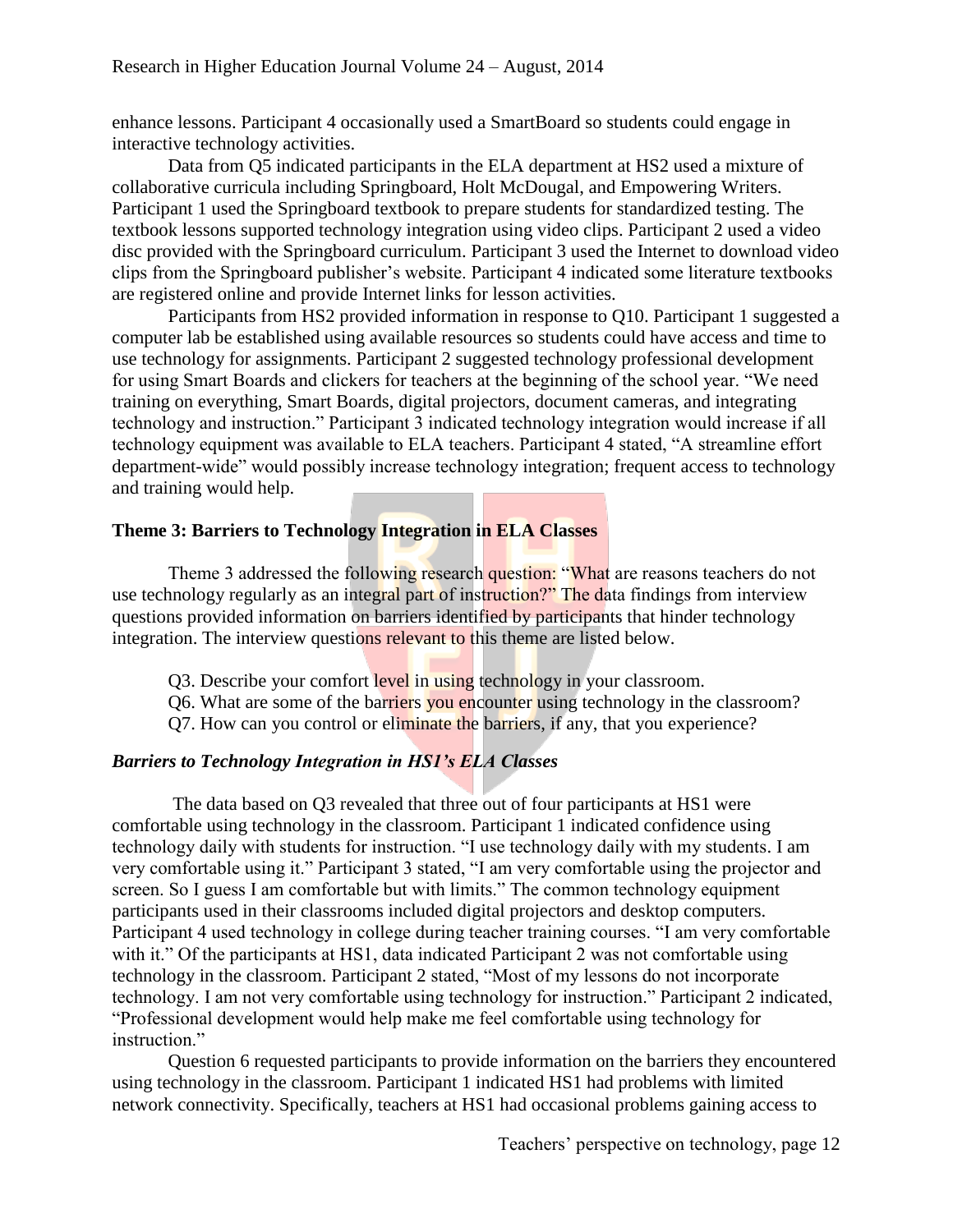enhance lessons. Participant 4 occasionally used a SmartBoard so students could engage in interactive technology activities.

Data from Q5 indicated participants in the ELA department at HS2 used a mixture of collaborative curricula including Springboard, Holt McDougal, and Empowering Writers. Participant 1 used the Springboard textbook to prepare students for standardized testing. The textbook lessons supported technology integration using video clips. Participant 2 used a video disc provided with the Springboard curriculum. Participant 3 used the Internet to download video clips from the Springboard publisher's website. Participant 4 indicated some literature textbooks are registered online and provide Internet links for lesson activities.

Participants from HS2 provided information in response to Q10. Participant 1 suggested a computer lab be established using available resources so students could have access and time to use technology for assignments. Participant 2 suggested technology professional development for using Smart Boards and clickers for teachers at the beginning of the school year. "We need training on everything, Smart Boards, digital projectors, document cameras, and integrating technology and instruction." Participant 3 indicated technology integration would increase if all technology equipment was available to ELA teachers. Participant 4 stated, "A streamline effort department-wide" would possibly increase technology integration; frequent access to technology and training would help.

## Theme 3: Barriers to Technology Integration in ELA Classes

Theme 3 addressed the following research question: "What are reasons teachers do not use technology regularly as an integral part of instruction?" The data findings from interview questions provided information on barriers identified by participants that hinder technology integration. The interview questions relevant to this theme are listed below.

Q3. Describe your comfort level in using technology in your classroom.
Q6. What are some of the barriers you encounter using technology in the classroom?
Q7. How can you control or eliminate the barriers, if any, that you experience?

### *Barriers to Technology Integration in HS1's ELA Classes*

The data based on Q3 revealed that three out of four participants at HS1 were comfortable using technology in the classroom. Participant 1 indicated confidence using technology daily with students for instruction. "I use technology daily with my students. I am very comfortable using it." Participant 3 stated, "I am very comfortable using the projector and screen. So I guess I am comfortable but with limits." The common technology equipment participants used in their classrooms included digital projectors and desktop computers. Participant 4 used technology in college during teacher training courses. "I am very comfortable with it." Of the participants at HS1, data indicated Participant 2 was not comfortable using technology in the classroom. Participant 2 stated, "Most of my lessons do not incorporate technology. I am not very comfortable using technology for instruction." Participant 2 indicated, "Professional development would help make me feel comfortable using technology for instruction."

Question 6 requested participants to provide information on the barriers they encountered using technology in the classroom. Participant 1 indicated HS1 had problems with limited network connectivity. Specifically, teachers at HS1 had occasional problems gaining access to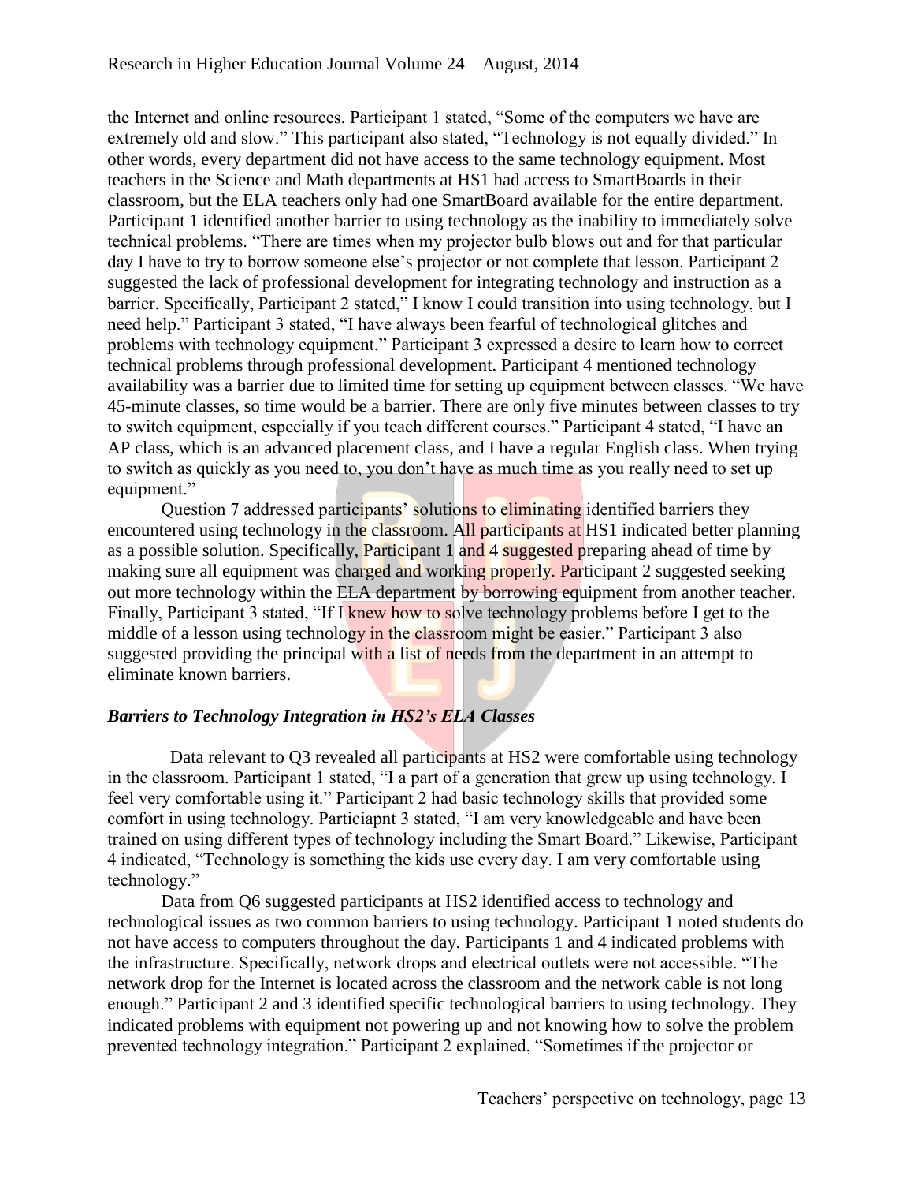the Internet and online resources. Participant 1 stated, "Some of the computers we have are extremely old and slow." This participant also stated, "Technology is not equally divided." In other words, every department did not have access to the same technology equipment. Most teachers in the Science and Math departments at HS1 had access to SmartBoards in their classroom, but the ELA teachers only had one SmartBoard available for the entire department. Participant 1 identified another barrier to using technology as the inability to immediately solve technical problems. "There are times when my projector bulb blows out and for that particular day I have to try to borrow someone else's projector or not complete that lesson. Participant 2 suggested the lack of professional development for integrating technology and instruction as a barrier. Specifically, Participant 2 stated," I know I could transition into using technology, but I need help." Participant 3 stated, "I have always been fearful of technological glitches and problems with technology equipment." Participant 3 expressed a desire to learn how to correct technical problems through professional development. Participant 4 mentioned technology availability was a barrier due to limited time for setting up equipment between classes. "We have 45-minute classes, so time would be a barrier. There are only five minutes between classes to try to switch equipment, especially if you teach different courses." Participant 4 stated, "I have an AP class, which is an advanced placement class, and I have a regular English class. When trying to switch as quickly as you need to, you don't have as much time as you really need to set up equipment."

Question 7 addressed participants' solutions to eliminating identified barriers they encountered using technology in the classroom. All participants at HS1 indicated better planning as a possible solution. Specifically, Participant 1 and 4 suggested preparing ahead of time by making sure all equipment was charged and working properly. Participant 2 suggested seeking out more technology within the ELA department by borrowing equipment from another teacher. Finally, Participant 3 stated, "If I knew how to solve technology problems before I get to the middle of a lesson using technology in the classroom might be easier." Participant 3 also suggested providing the principal with a list of needs from the department in an attempt to eliminate known barriers.

### *Barriers to Technology Integration in HS2's ELA Classes*

Data relevant to Q3 revealed all participants at HS2 were comfortable using technology in the classroom. Participant 1 stated, "I a part of a generation that grew up using technology. I feel very comfortable using it." Participant 2 had basic technology skills that provided some comfort in using technology. Particiapnt 3 stated, "I am very knowledgeable and have been trained on using different types of technology including the Smart Board." Likewise, Participant 4 indicated, "Technology is something the kids use every day. I am very comfortable using technology."

Data from Q6 suggested participants at HS2 identified access to technology and technological issues as two common barriers to using technology. Participant 1 noted students do not have access to computers throughout the day. Participants 1 and 4 indicated problems with the infrastructure. Specifically, network drops and electrical outlets were not accessible. "The network drop for the Internet is located across the classroom and the network cable is not long enough." Participant 2 and 3 identified specific technological barriers to using technology. They indicated problems with equipment not powering up and not knowing how to solve the problem prevented technology integration." Participant 2 explained, "Sometimes if the projector or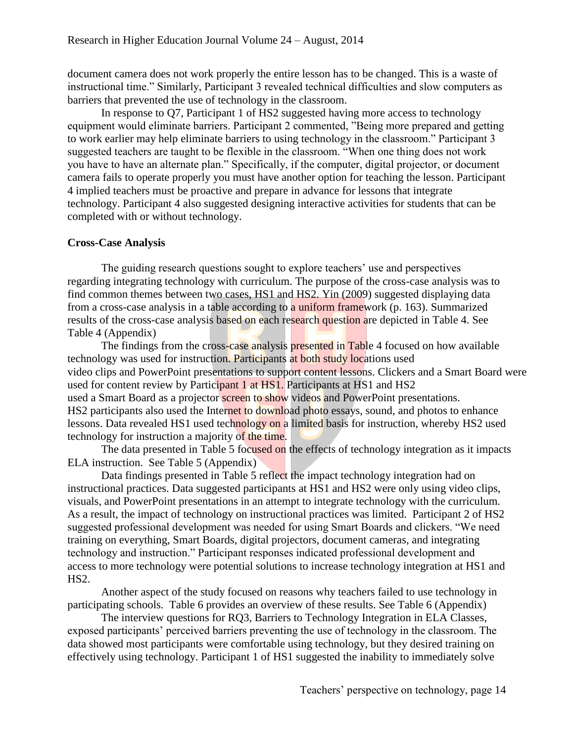document camera does not work properly the entire lesson has to be changed. This is a waste of instructional time." Similarly, Participant 3 revealed technical difficulties and slow computers as barriers that prevented the use of technology in the classroom.

In response to Q7, Participant 1 of HS2 suggested having more access to technology equipment would eliminate barriers. Participant 2 commented, "Being more prepared and getting to work earlier may help eliminate barriers to using technology in the classroom." Participant 3 suggested teachers are taught to be flexible in the classroom. "When one thing does not work you have to have an alternate plan." Specifically, if the computer, digital projector, or document camera fails to operate properly you must have another option for teaching the lesson. Participant 4 implied teachers must be proactive and prepare in advance for lessons that integrate technology. Participant 4 also suggested designing interactive activities for students that can be completed with or without technology.

**Cross-Case Analysis**

The guiding research questions sought to explore teachers' use and perspectives regarding integrating technology with curriculum. The purpose of the cross-case analysis was to find common themes between two cases, HS1 and HS2. Yin (2009) suggested displaying data from a cross-case analysis in a table according to a uniform framework (p. 163). Summarized results of the cross-case analysis based on each research question are depicted in Table 4. See Table 4 (Appendix)

The findings from the cross-case analysis presented in Table 4 focused on how available technology was used for instruction. Participants at both study locations used video clips and PowerPoint presentations to support content lessons. Clickers and a Smart Board were used for content review by Participant 1 at HS1. Participants at HS1 and HS2 used a Smart Board as a projector screen to show videos and PowerPoint presentations. HS2 participants also used the Internet to download photo essays, sound, and photos to enhance lessons. Data revealed HS1 used technology on a limited basis for instruction, whereby HS2 used technology for instruction a majority of the time.

The data presented in Table 5 focused on the effects of technology integration as it impacts ELA instruction. See Table 5 (Appendix)

Data findings presented in Table 5 reflect the impact technology integration had on instructional practices. Data suggested participants at HS1 and HS2 were only using video clips, visuals, and PowerPoint presentations in an attempt to integrate technology with the curriculum. As a result, the impact of technology on instructional practices was limited. Participant 2 of HS2 suggested professional development was needed for using Smart Boards and clickers. "We need training on everything, Smart Boards, digital projectors, document cameras, and integrating technology and instruction." Participant responses indicated professional development and access to more technology were potential solutions to increase technology integration at HS1 and HS2.

Another aspect of the study focused on reasons why teachers failed to use technology in participating schools. Table 6 provides an overview of these results. See Table 6 (Appendix)

The interview questions for RQ3, Barriers to Technology Integration in ELA Classes, exposed participants' perceived barriers preventing the use of technology in the classroom. The data showed most participants were comfortable using technology, but they desired training on effectively using technology. Participant 1 of HS1 suggested the inability to immediately solve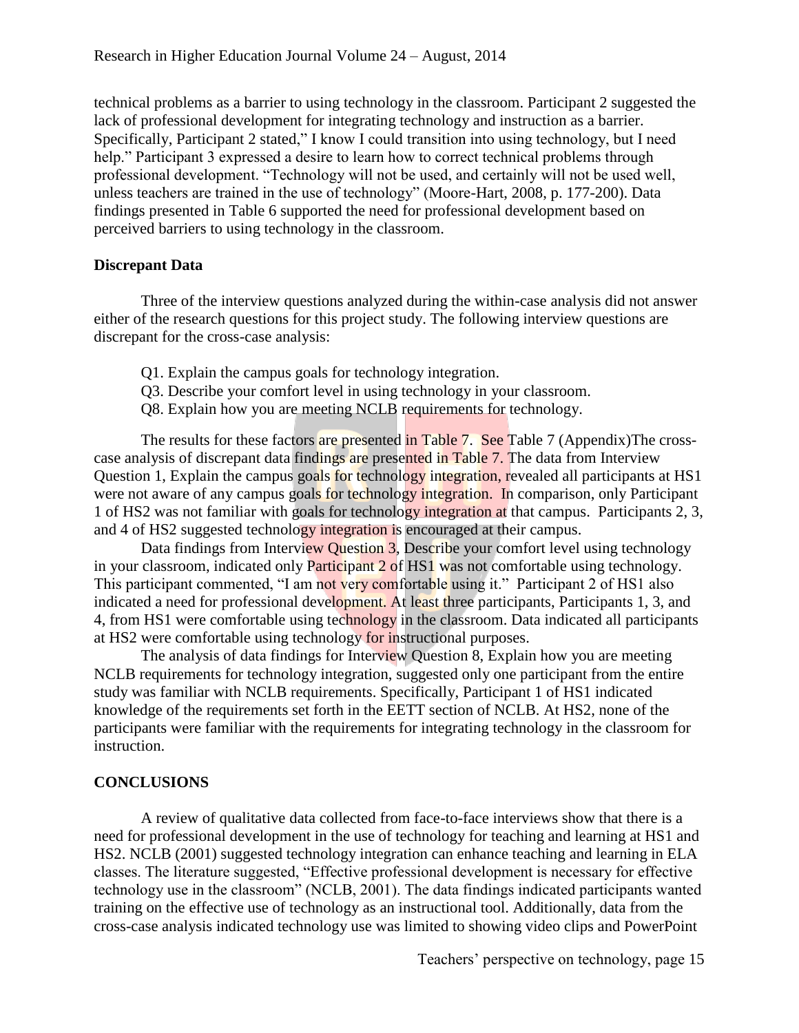technical problems as a barrier to using technology in the classroom. Participant 2 suggested the lack of professional development for integrating technology and instruction as a barrier. Specifically, Participant 2 stated," I know I could transition into using technology, but I need help." Participant 3 expressed a desire to learn how to correct technical problems through professional development. "Technology will not be used, and certainly will not be used well, unless teachers are trained in the use of technology" (Moore-Hart, 2008, p. 177-200). Data findings presented in Table 6 supported the need for professional development based on perceived barriers to using technology in the classroom.

### Discrepant Data

Three of the interview questions analyzed during the within-case analysis did not answer either of the research questions for this project study. The following interview questions are discrepant for the cross-case analysis:

Q1. Explain the campus goals for technology integration.
Q3. Describe your comfort level in using technology in your classroom.
Q8. Explain how you are meeting NCLB requirements for technology.

The results for these factors are presented in Table 7. See Table 7 (Appendix)The cross-case analysis of discrepant data findings are presented in Table 7. The data from Interview Question 1, Explain the campus goals for technology integration, revealed all participants at HS1 were not aware of any campus goals for technology integration. In comparison, only Participant 1 of HS2 was not familiar with goals for technology integration at that campus. Participants 2, 3, and 4 of HS2 suggested technology integration is encouraged at their campus.

Data findings from Interview Question 3, Describe your comfort level using technology in your classroom, indicated only Participant 2 of HS1 was not comfortable using technology. This participant commented, "I am not very comfortable using it." Participant 2 of HS1 also indicated a need for professional development. At least three participants, Participants 1, 3, and 4, from HS1 were comfortable using technology in the classroom. Data indicated all participants at HS2 were comfortable using technology for instructional purposes.

The analysis of data findings for Interview Question 8, Explain how you are meeting NCLB requirements for technology integration, suggested only one participant from the entire study was familiar with NCLB requirements. Specifically, Participant 1 of HS1 indicated knowledge of the requirements set forth in the EETT section of NCLB. At HS2, none of the participants were familiar with the requirements for integrating technology in the classroom for instruction.

## CONCLUSIONS

A review of qualitative data collected from face-to-face interviews show that there is a need for professional development in the use of technology for teaching and learning at HS1 and HS2. NCLB (2001) suggested technology integration can enhance teaching and learning in ELA classes. The literature suggested, "Effective professional development is necessary for effective technology use in the classroom" (NCLB, 2001). The data findings indicated participants wanted training on the effective use of technology as an instructional tool. Additionally, data from the cross-case analysis indicated technology use was limited to showing video clips and PowerPoint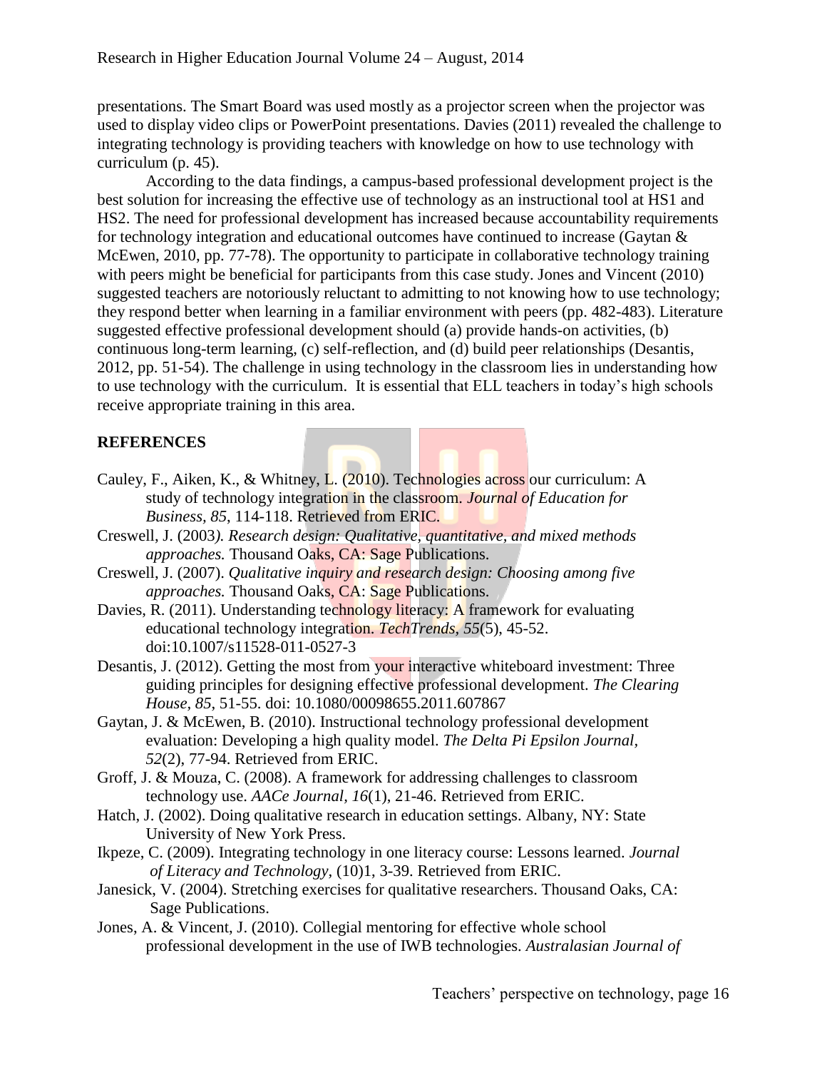presentations. The Smart Board was used mostly as a projector screen when the projector was used to display video clips or PowerPoint presentations. Davies (2011) revealed the challenge to integrating technology is providing teachers with knowledge on how to use technology with curriculum (p. 45).

According to the data findings, a campus-based professional development project is the best solution for increasing the effective use of technology as an instructional tool at HS1 and HS2. The need for professional development has increased because accountability requirements for technology integration and educational outcomes have continued to increase (Gaytan & McEwen, 2010, pp. 77-78). The opportunity to participate in collaborative technology training with peers might be beneficial for participants from this case study. Jones and Vincent (2010) suggested teachers are notoriously reluctant to admitting to not knowing how to use technology; they respond better when learning in a familiar environment with peers (pp. 482-483). Literature suggested effective professional development should (a) provide hands-on activities, (b) continuous long-term learning, (c) self-reflection, and (d) build peer relationships (Desantis, 2012, pp. 51-54). The challenge in using technology in the classroom lies in understanding how to use technology with the curriculum. It is essential that ELL teachers in today's high schools receive appropriate training in this area.

## REFERENCES

Cauley, F., Aiken, K., & Whitney, L. (2010). Technologies across our curriculum: A study of technology integration in the classroom. *Journal of Education for Business, 85*, 114-118. Retrieved from ERIC.

Creswell, J. (2003*). Research design: Qualitative, quantitative, and mixed methods approaches.* Thousand Oaks, CA: Sage Publications.

Creswell, J. (2007). *Qualitative inquiry and research design: Choosing among five approaches.* Thousand Oaks, CA: Sage Publications.

Davies, R. (2011). Understanding technology literacy: A framework for evaluating educational technology integration. *TechTrends, 55*(5), 45-52. doi:10.1007/s11528-011-0527-3

Desantis, J. (2012). Getting the most from your interactive whiteboard investment: Three guiding principles for designing effective professional development. *The Clearing House, 85*, 51-55. doi: 10.1080/00098655.2011.607867

Gaytan, J. & McEwen, B. (2010). Instructional technology professional development evaluation: Developing a high quality model. *The Delta Pi Epsilon Journal, 52*(2), 77-94. Retrieved from ERIC.

Groff, J. & Mouza, C. (2008). A framework for addressing challenges to classroom technology use. *AACe Journal, 16*(1), 21-46. Retrieved from ERIC.

Hatch, J. (2002). Doing qualitative research in education settings. Albany, NY: State University of New York Press.

Ikpeze, C. (2009). Integrating technology in one literacy course: Lessons learned. *Journal of Literacy and Technology,* (10)1, 3-39. Retrieved from ERIC.

Janesick, V. (2004). Stretching exercises for qualitative researchers. Thousand Oaks, CA: Sage Publications.

Jones, A. & Vincent, J. (2010). Collegial mentoring for effective whole school professional development in the use of IWB technologies. *Australasian Journal of*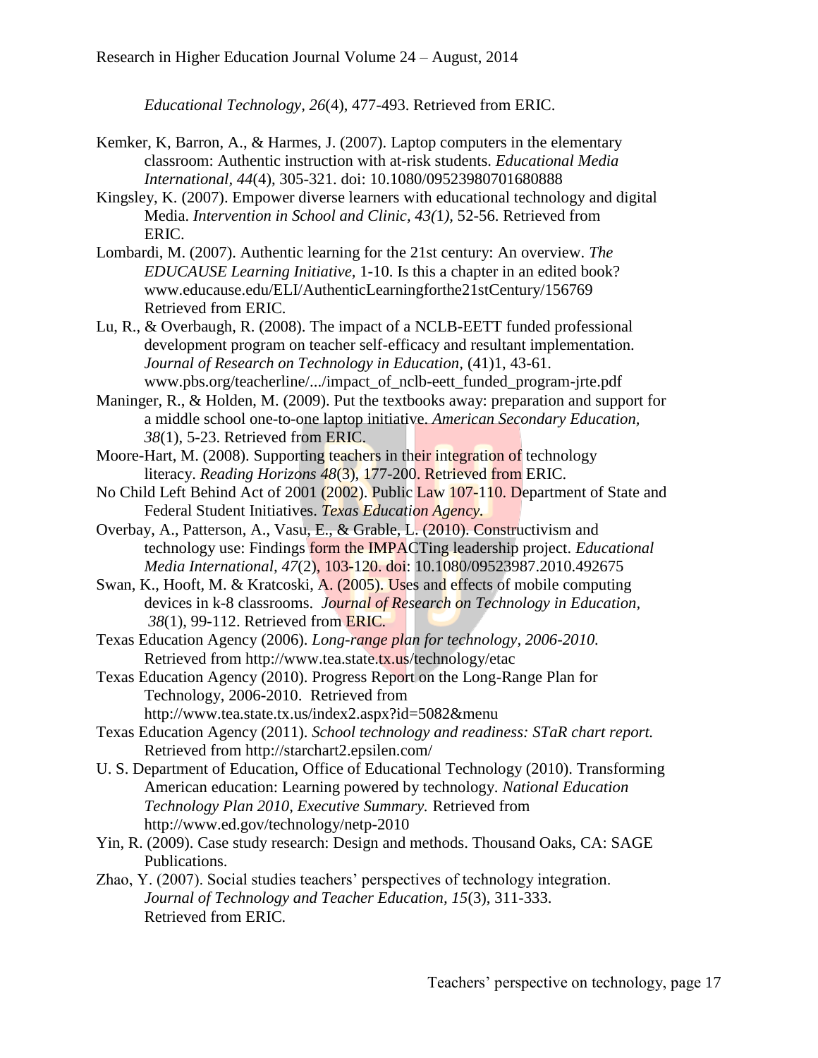*Educational Technology*, *26*(4), 477-493. Retrieved from ERIC.

Kemker, K, Barron, A., & Harmes, J. (2007). Laptop computers in the elementary classroom: Authentic instruction with at-risk students. *Educational Media International*, *44*(4), 305-321. doi: 10.1080/09523980701680888

Kingsley, K. (2007). Empower diverse learners with educational technology and digital Media. *Intervention in School and Clinic, 43(*1*),* 52-56. Retrieved from ERIC.

Lombardi, M. (2007). Authentic learning for the 21st century: An overview. *The EDUCAUSE Learning Initiative*, 1-10. Is this a chapter in an edited book? www.educause.edu/ELI/AuthenticLearningforthe21stCentury/156769 Retrieved from ERIC.

Lu, R., & Overbaugh, R. (2008). The impact of a NCLB-EETT funded professional development program on teacher self-efficacy and resultant implementation. *Journal of Research on Technology in Education,* (41)1, 43-61. www.pbs.org/teacherline/.../impact_of_nclb-eett_funded_program-jrte.pdf

Maninger, R., & Holden, M. (2009). Put the textbooks away: preparation and support for a middle school one-to-one laptop initiative. *American Secondary Education*, *38*(1), 5-23. Retrieved from ERIC.

Moore-Hart, M. (2008). Supporting teachers in their integration of technology literacy. *Reading Horizons 48*(3), 177-200. Retrieved from ERIC.

No Child Left Behind Act of 2001 (2002). Public Law 107-110. Department of State and Federal Student Initiatives. *Texas Education Agency.*

Overbay, A., Patterson, A., Vasu, E., & Grable, L. (2010). Constructivism and technology use: Findings form the IMPACTing leadership project. *Educational Media International*, *47*(2), 103-120. doi: 10.1080/09523987.2010.492675

Swan, K., Hooft, M. & Kratcoski, A. (2005). Uses and effects of mobile computing devices in k-8 classrooms. *Journal of Research on Technology in Education*, *38*(1), 99-112. Retrieved from ERIC.

Texas Education Agency (2006). *Long-range plan for technology, 2006-2010.* Retrieved from http://www.tea.state.tx.us/technology/etac

Texas Education Agency (2010). Progress Report on the Long-Range Plan for Technology, 2006-2010. Retrieved from http://www.tea.state.tx.us/index2.aspx?id=5082&menu

Texas Education Agency (2011). *School technology and readiness: STaR chart report.* Retrieved from http://starchart2.epsilen.com/

U. S. Department of Education, Office of Educational Technology (2010). Transforming American education: Learning powered by technology. *National Education Technology Plan 2010, Executive Summary.* Retrieved from http://www.ed.gov/technology/netp-2010

Yin, R. (2009). Case study research: Design and methods. Thousand Oaks, CA: SAGE Publications.

Zhao, Y. (2007). Social studies teachers' perspectives of technology integration. *Journal of Technology and Teacher Education, 15*(3), 311-333. Retrieved from ERIC.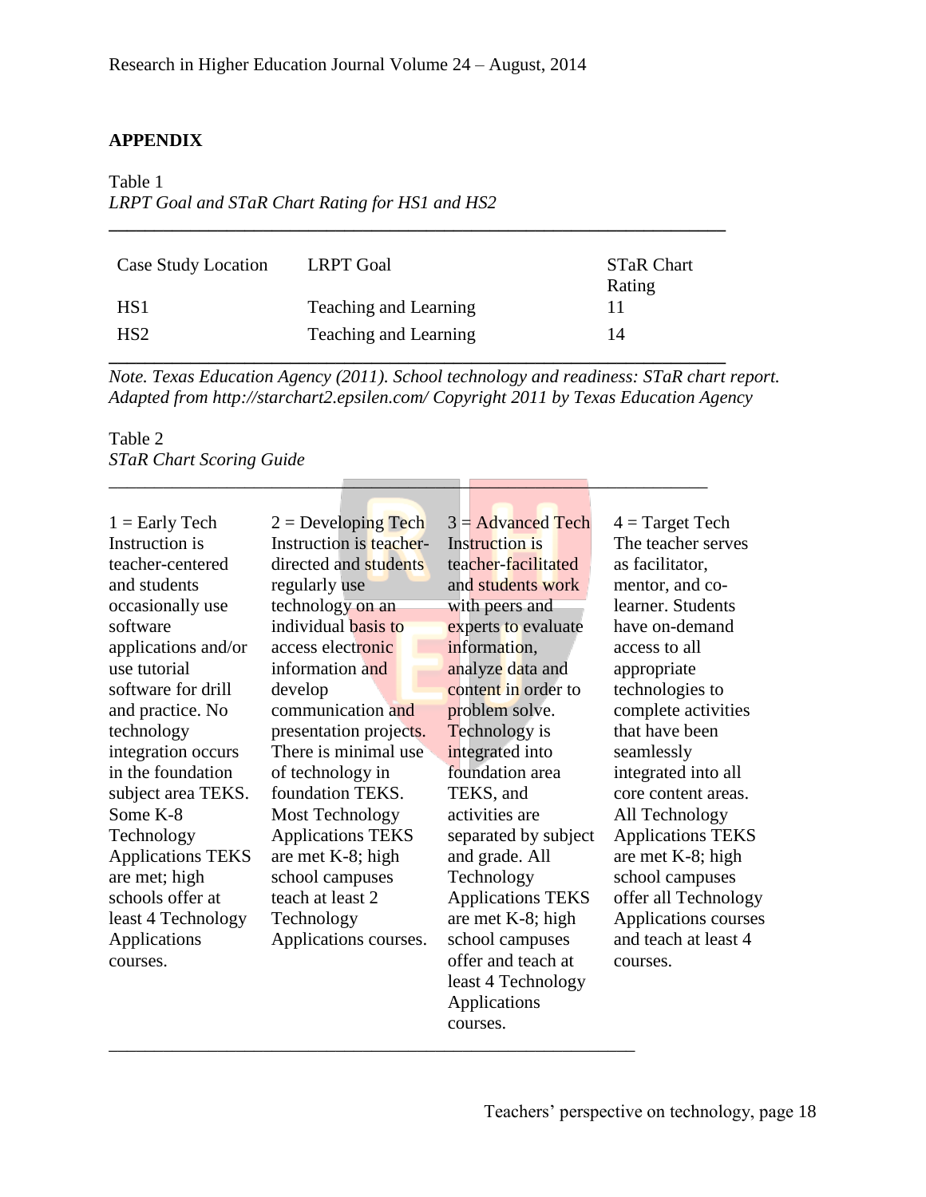## APPENDIX

Table 1
*LRPT Goal and STaR Chart Rating for HS1 and HS2*

| Case Study Location | LRPT Goal | STaR Chart Rating |
|---|---|---|
| HS1 | Teaching and Learning | 11 |
| HS2 | Teaching and Learning | 14 |

*Note. Texas Education Agency (2011). School technology and readiness: STaR chart report. Adapted from http://starchart2.epsilen.com/ Copyright 2011 by Texas Education Agency*

Table 2
*STaR Chart Scoring Guide*

| 1 = Early Tech | 2 = Developing Tech | 3 = Advanced Tech | 4 = Target Tech |
|---|---|---|---|
| Instruction is teacher-centered and students occasionally use software applications and/or use tutorial software for drill and practice. No technology integration occurs in the foundation subject area TEKS. Some K-8 Technology Applications TEKS are met; high schools offer at least 4 Technology Applications courses. | Instruction is teacher-directed and students regularly use technology on an individual basis to access electronic information and develop communication and presentation projects. There is minimal use of technology in foundation TEKS. Most Technology Applications TEKS are met K-8; high school campuses teach at least 2 Technology Applications courses. | Instruction is teacher-facilitated and students work with peers and experts to evaluate information, analyze data and content in order to problem solve. Technology is integrated into foundation area TEKS, and activities are separated by subject and grade. All Technology Applications TEKS are met K-8; high school campuses offer and teach at least 4 Technology Applications courses. | The teacher serves as facilitator, mentor, and co-learner. Students have on-demand access to all appropriate technologies to complete activities that have been seamlessly integrated into all core content areas. All Technology Applications TEKS are met K-8; high school campuses offer all Technology Applications courses and teach at least 4 courses. |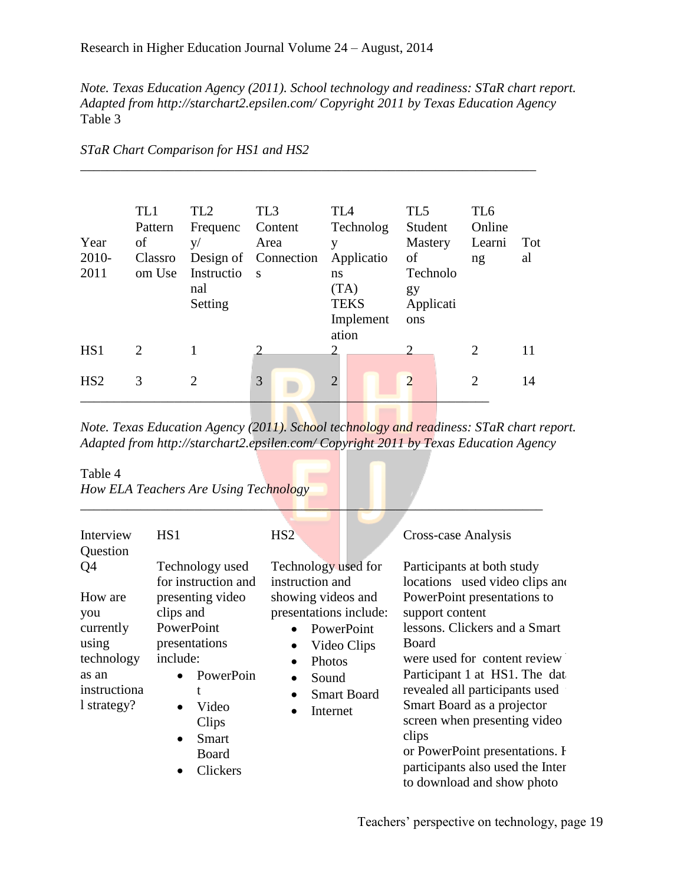*Note.* *Texas Education Agency (2011). School technology and readiness: StaR chart report. Adapted from http://starchart2.epsilen.com/ Copyright 2011 by Texas Education Agency*

Table 3

*STaR Chart Comparison for HS1 and HS2*

| Year 2010-2011 | TL1 Pattern of Classroom Use | TL2 Frequency/ Design of Instructional Setting | TL3 Content Area Connections | TL4 Technology Applications (TA) TEKS Implementation | TL5 Student Mastery of Technology Applications | TL6 Online Learning | Total |
|---|---|---|---|---|---|---|---|
| HS1 | 2 | 1 | 2 | 2 | 2 | 2 | 11 |
| HS2 | 3 | 2 | 3 | 2 | 2 | 2 | 14 |

*Note. Texas Education Agency (2011). School technology and readiness: StaR chart report. Adapted from http://starchart2.epsilen.com/ Copyright 2011 by Texas Education Agency*

Table 4

*How ELA Teachers Are Using Technology*

| Interview Question | HS1 | HS2 | Cross-case Analysis |
|---|---|---|---|
| Q4<br><br>How are you currently using technology as an instructional strategy? | Technology used for instruction and presenting video clips and PowerPoint presentations include:<br>• PowerPoint<br>• Video Clips<br>• Smart Board<br>• Clickers | Technology used for instruction and showing videos and presentations include:<br>• PowerPoint<br>• Video Clips<br>• Photos<br>• Sound<br>• Smart Board<br>• Internet | Participants at both study locations used video clips and PowerPoint presentations to support content lessons. Clickers and a Smart Board were used for content review Participant 1 at HS1. The dat revealed all participants used Smart Board as a projector screen when presenting video clips or PowerPoint presentations. F participants also used the Inter to download and show photo |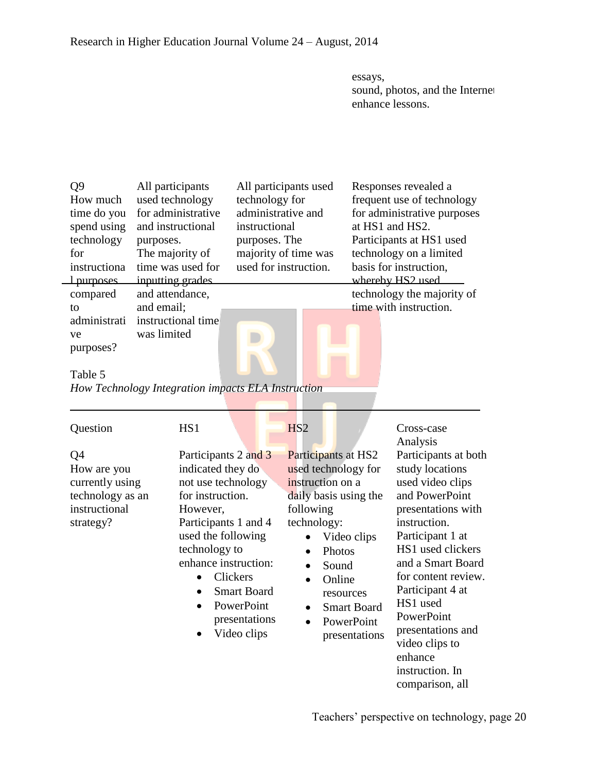| | | | essays, sound, photos, and the Internet enhance lessons. |
|---|---|---|---|
| Q9 How much time do you spend using technology for instructional purposes compared to administrative purposes? | All participants used technology for administrative and instructional purposes. The majority of time was used for inputting grades and attendance, and email; instructional time was limited | All participants used technology for administrative and instructional purposes. The majority of time was used for instruction. | Responses revealed a frequent use of technology for administrative purposes at HS1 and HS2. Participants at HS1 used technology on a limited basis for instruction, whereby HS2 used technology the majority of time with instruction. |

Table 5

*How Technology Integration impacts ELA Instruction*

| Question | HS1 | HS2 | Cross-case Analysis |
|---|---|---|---|
| Q4 How are you currently using technology as an instructional strategy? | Participants 2 and 3 indicated they do not use technology for instruction. However, Participants 1 and 4 used the following technology to enhance instruction:<br>• Clickers<br>• Smart Board<br>• PowerPoint presentations<br>• Video clips | Participants at HS2 used technology for instruction on a daily basis using the following technology:<br>• Video clips<br>• Photos<br>• Sound<br>• Online resources<br>• Smart Board<br>• PowerPoint presentations | Participants at both study locations used video clips and PowerPoint presentations with instruction. Participant 1 at HS1 used clickers and a Smart Board for content review. Participant 4 at HS1 used PowerPoint presentations and video clips to enhance instruction. In comparison, all |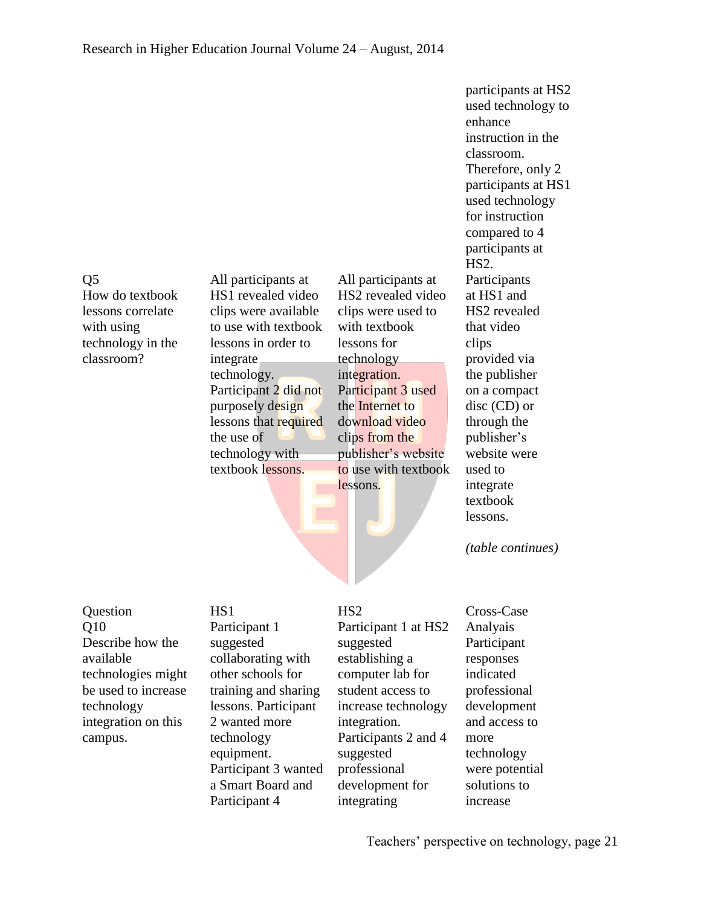| | | | participants at HS2 used technology to enhance instruction in the classroom. Therefore, only 2 participants at HS1 used technology for instruction compared to 4 participants at HS2. |
|---|---|---|---|
| Q5 How do textbook lessons correlate with using technology in the classroom? | All participants at HS1 revealed video clips were available to use with textbook lessons in order to integrate technology. Participant 2 did not purposely design lessons that required the use of technology with textbook lessons. | All participants at HS2 revealed video clips were used to with textbook lessons for technology integration. Participant 3 used the Internet to download video clips from the publisher's website to use with textbook lessons. | Participants at HS1 and HS2 revealed that video clips provided via the publisher on a compact disc (CD) or through the publisher's website were used to integrate textbook lessons. |

*(table continues)*

| Question | HS1 | HS2 | Cross-Case Analyais |
|---|---|---|---|
| Q10 Describe how the available technologies might be used to increase technology integration on this campus. | Participant 1 suggested collaborating with other schools for training and sharing lessons. Participant 2 wanted more technology equipment. Participant 3 wanted a Smart Board and Participant 4 | Participant 1 at HS2 suggested establishing a computer lab for student access to increase technology integration. Participants 2 and 4 suggested professional development for integrating | Participant responses indicated professional development and access to more technology were potential solutions to increase |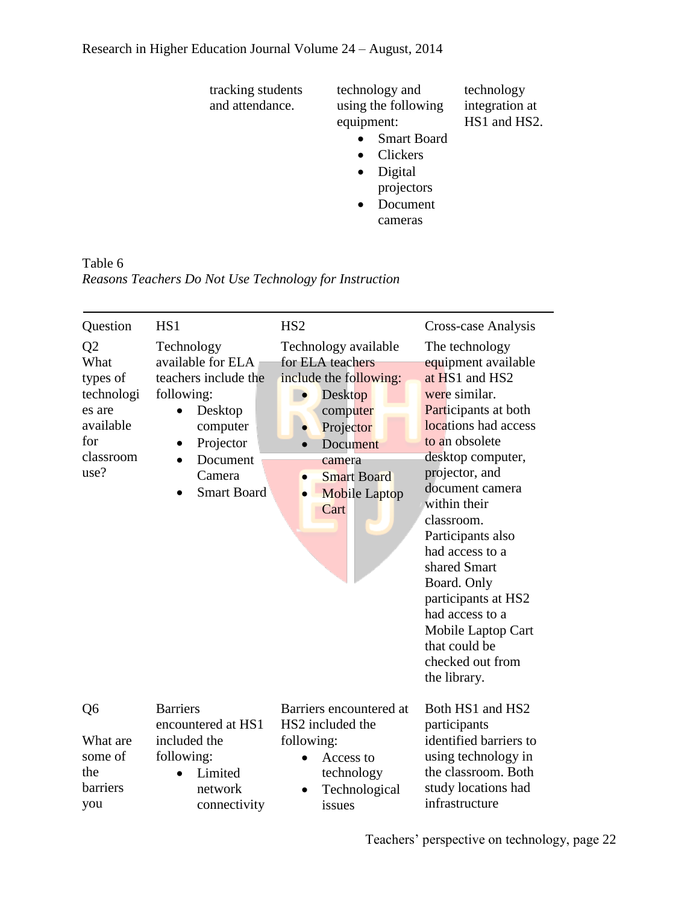| | tracking students and attendance. | technology and using the following equipment: • Smart Board • Clickers • Digital projectors • Document cameras | technology integration at HS1 and HS2. |
|---|---|---|---|

Table 6
*Reasons Teachers Do Not Use Technology for Instruction*

| Question | HS1 | HS2 | Cross-case Analysis |
|---|---|---|---|
| Q2 What types of technologies are available for classroom use? | Technology available for ELA teachers include the following: • Desktop computer • Projector • Document Camera • Smart Board | Technology available for ELA teachers include the following: • Desktop computer • Projector • Document camera • Smart Board • Mobile Laptop Cart | The technology equipment available at HS1 and HS2 were similar. Participants at both locations had access to an obsolete desktop computer, projector, and document camera within their classroom. Participants also had access to a shared Smart Board. Only participants at HS2 had access to a Mobile Laptop Cart that could be checked out from the library. |
| Q6 What are some of the barriers you | Barriers encountered at HS1 included the following: • Limited network connectivity | Barriers encountered at HS2 included the following: • Access to technology • Technological issues | Both HS1 and HS2 participants identified barriers to using technology in the classroom. Both study locations had infrastructure |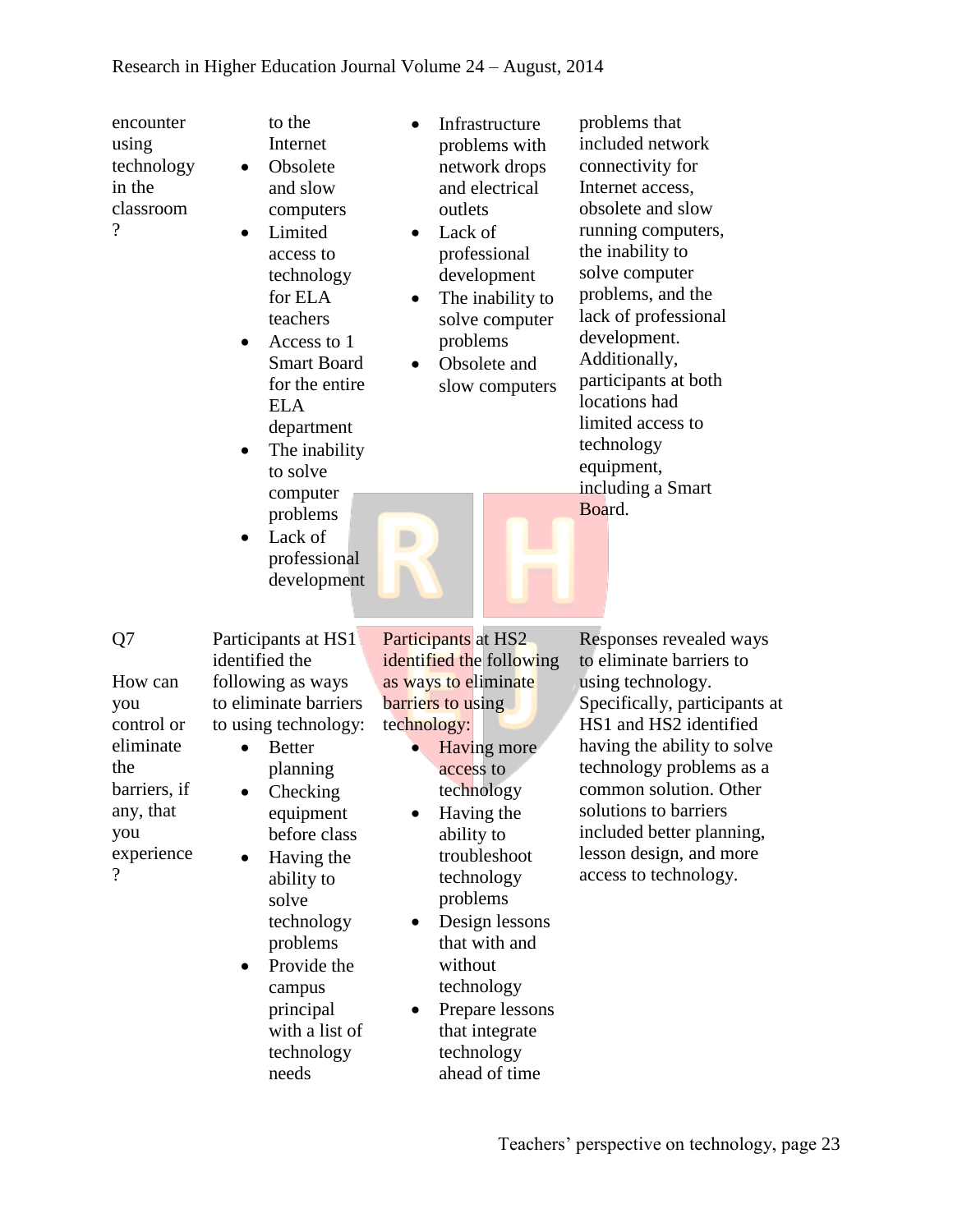| | | | |
|---|---|---|---|
| encounter using technology in the classroom? | to the Internet<br>• Obsolete and slow computers<br>• Limited access to technology for ELA teachers<br>• Access to 1 Smart Board for the entire ELA department<br>• The inability to solve computer problems<br>• Lack of professional development | • Infrastructure problems with network drops and electrical outlets<br>• Lack of professional development<br>• The inability to solve computer problems<br>• Obsolete and slow computers | problems that included network connectivity for Internet access, obsolete and slow running computers, the inability to solve computer problems, and the lack of professional development. Additionally, participants at both locations had limited access to technology equipment, including a Smart Board. |
| Q7<br><br>How can you control or eliminate the barriers, if any, that you experience? | Participants at HS1 identified the following as ways to eliminate barriers to using technology:<br>• Better planning<br>• Checking equipment before class<br>• Having the ability to solve technology problems<br>• Provide the campus principal with a list of technology needs | Participants at HS2 identified the following as ways to eliminate barriers to using technology:<br>• Having more access to technology<br>• Having the ability to troubleshoot technology problems<br>• Design lessons that with and without technology<br>• Prepare lessons that integrate technology ahead of time | Responses revealed ways to eliminate barriers to using technology. Specifically, participants at HS1 and HS2 identified having the ability to solve technology problems as a common solution. Other solutions to barriers included better planning, lesson design, and more access to technology. |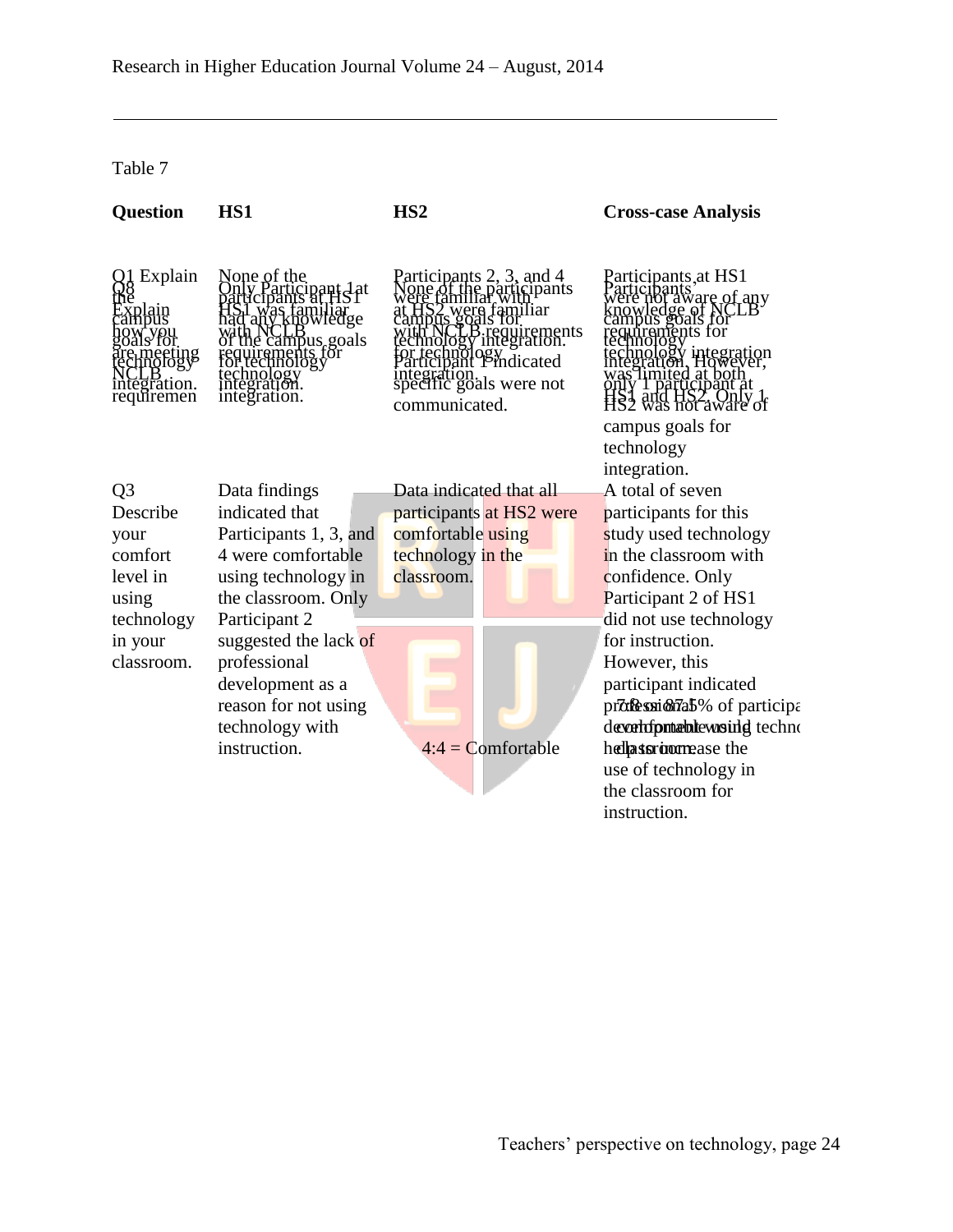Table 7

| Question | HS1 | HS2 | Cross-case Analysis |
|---|---|---|---|
| Q1 Explain the campus goals for technology integration. | None of the participants at HS1 had any knowledge of the campus goals for technology integration. | Participants 2, 3, and 4 were familiar with campus goals for technology integration. Participant 1 indicated specific goals were not communicated. | Participants at HS1 were not aware of any campus goals for technology integration. Only 1 participant at HS2 was not aware of campus goals for technology integration. |
| Q8 Explain how you are meeting NCLB requiremen | Only Participant 1 at HS1 was familiar with NCLB requirements for technology integration. | None of the participants at HS2 were familiar with NCLB requirements for technology integration. | Participants' knowledge of NCLB requirements for technology integration was limited at both HS1 and HS2. However, |
| Q3 Describe your comfort level in using technology in your classroom. | Data findings indicated that Participants 1, 3, and 4 were comfortable using technology in the classroom. Only Participant 2 suggested the lack of professional development as a reason for not using technology with instruction. | Data indicated that all participants at HS2 were comfortable using technology in the classroom.<br><br>4:4 = Comfortable | A total of seven participants for this study used technology in the classroom with confidence. Only Participant 2 of HS1 did not use technology for instruction. However, this participant indicated professional development would help to increase the use of technology in the classroom for instruction.<br><br>7:8 = 87.5% of participants comfortable using technology in the classroom |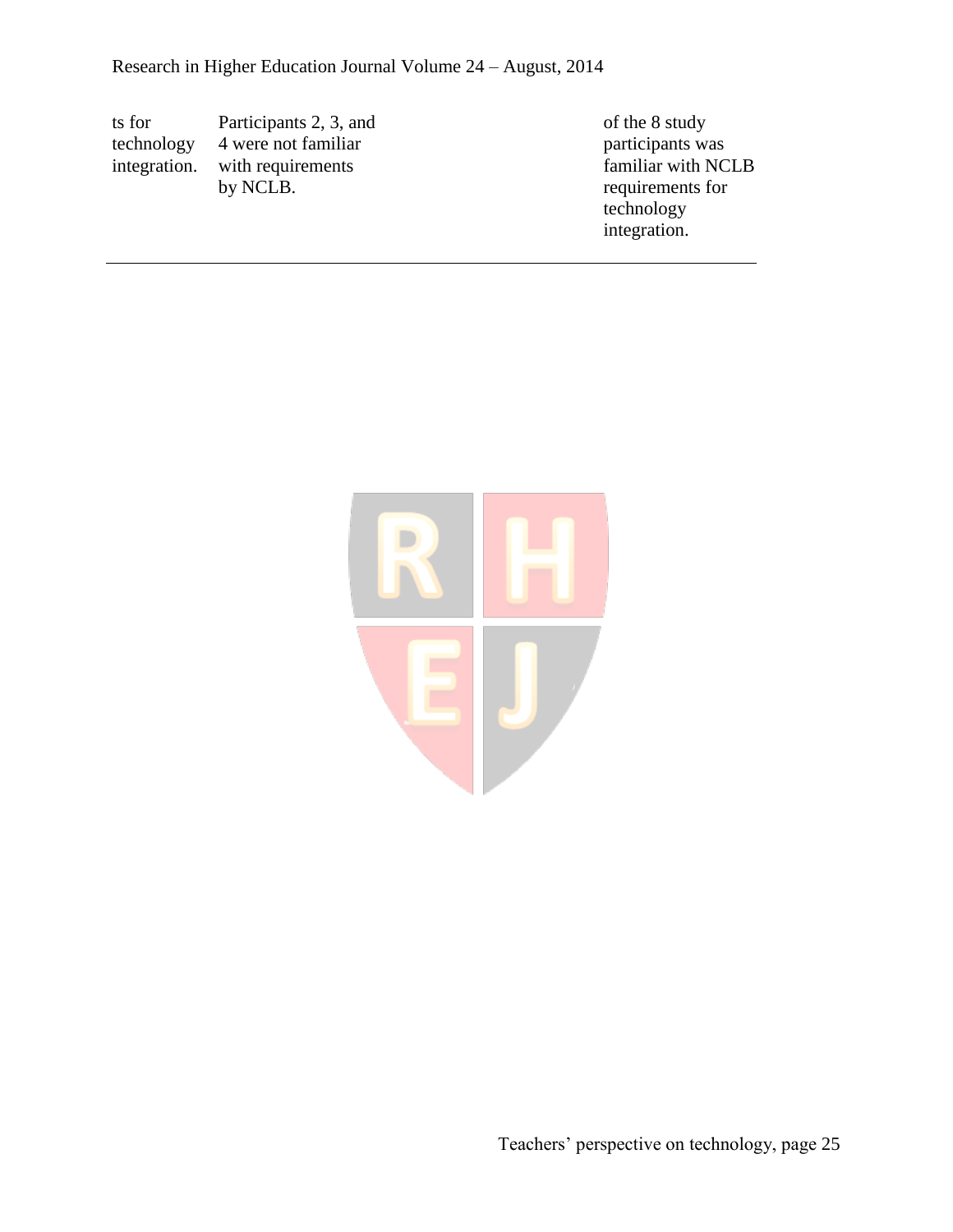| | | |
|---|---|---|
| ts for technology integration. | Participants 2, 3, and 4 were not familiar with requirements by NCLB. | of the 8 study participants was familiar with NCLB requirements for technology integration. |